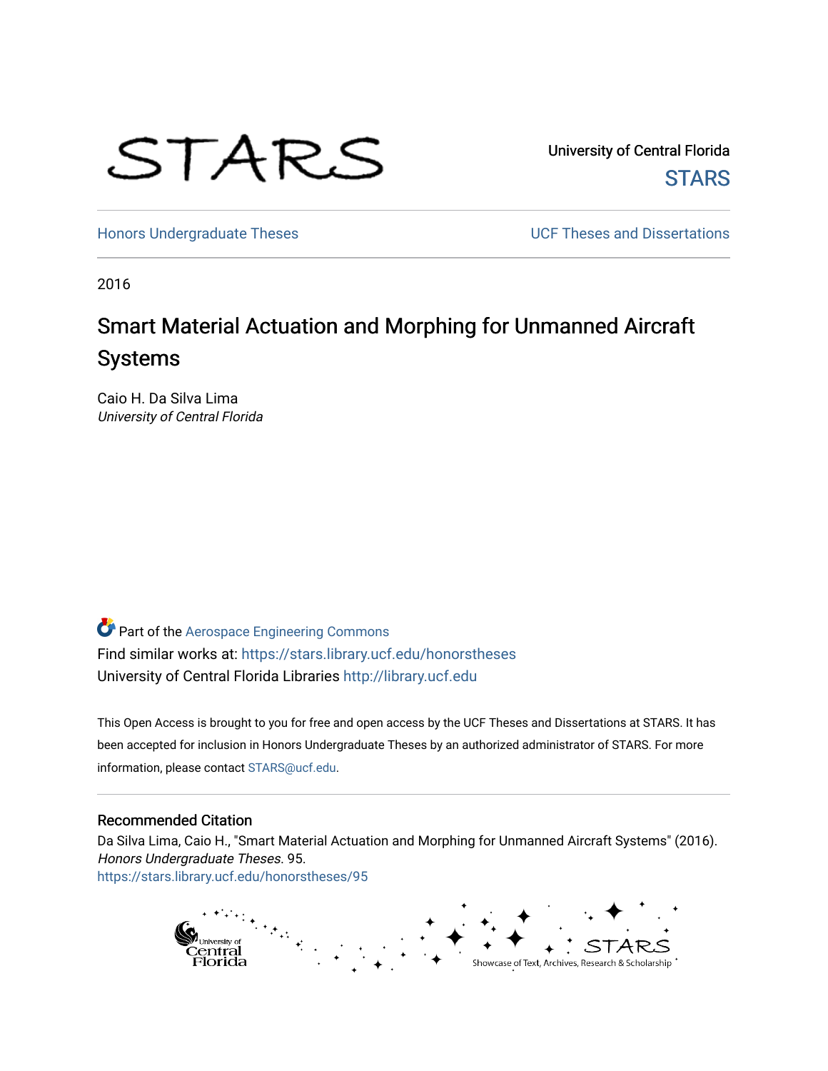University of Central Florida

STARS

Honors Undergraduate Theses

UCF Theses and Dissertations

2016

# Smart Material Actuation and Morphing for Unmanned Aircraft Systems

Caio H. Da Silva Lima

*University of Central Florida*

Part of the Aerospace Engineering Commons

Find similar works at: https://stars.library.ucf.edu/honorstheses

University of Central Florida Libraries http://library.ucf.edu

This Open Access is brought to you for free and open access by the UCF Theses and Dissertations at STARS. It has been accepted for inclusion in Honors Undergraduate Theses by an authorized administrator of STARS. For more information, please contact STARS@ucf.edu.

## Recommended Citation

Da Silva Lima, Caio H., "Smart Material Actuation and Morphing for Unmanned Aircraft Systems" (2016). *Honors Undergraduate Theses*. 95.
https://stars.library.ucf.edu/honorstheses/95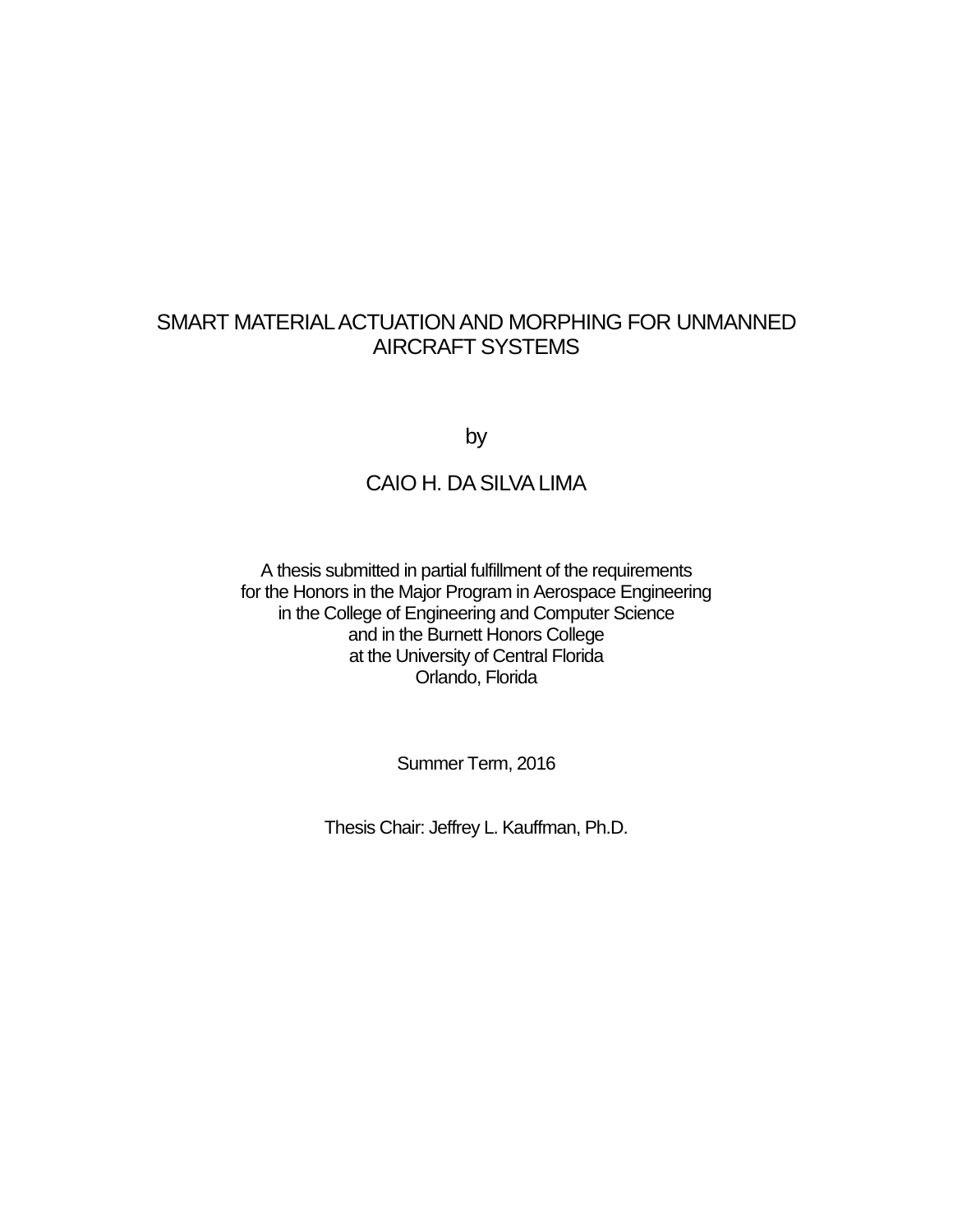# SMART MATERIAL ACTUATION AND MORPHING FOR UNMANNED AIRCRAFT SYSTEMS

by

CAIO H. DA SILVA LIMA

A thesis submitted in partial fulfillment of the requirements
for the Honors in the Major Program in Aerospace Engineering
in the College of Engineering and Computer Science
and in the Burnett Honors College
at the University of Central Florida
Orlando, Florida

Summer Term, 2016

Thesis Chair: Jeffrey L. Kauffman, Ph.D.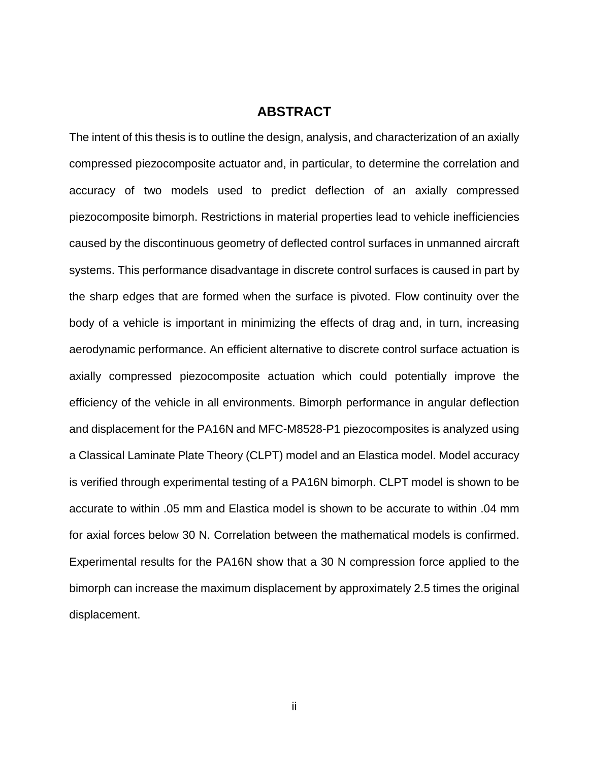# ABSTRACT

The intent of this thesis is to outline the design, analysis, and characterization of an axially compressed piezocomposite actuator and, in particular, to determine the correlation and accuracy of two models used to predict deflection of an axially compressed piezocomposite bimorph. Restrictions in material properties lead to vehicle inefficiencies caused by the discontinuous geometry of deflected control surfaces in unmanned aircraft systems. This performance disadvantage in discrete control surfaces is caused in part by the sharp edges that are formed when the surface is pivoted. Flow continuity over the body of a vehicle is important in minimizing the effects of drag and, in turn, increasing aerodynamic performance. An efficient alternative to discrete control surface actuation is axially compressed piezocomposite actuation which could potentially improve the efficiency of the vehicle in all environments. Bimorph performance in angular deflection and displacement for the PA16N and MFC-M8528-P1 piezocomposites is analyzed using a Classical Laminate Plate Theory (CLPT) model and an Elastica model. Model accuracy is verified through experimental testing of a PA16N bimorph. CLPT model is shown to be accurate to within .05 mm and Elastica model is shown to be accurate to within .04 mm for axial forces below 30 N. Correlation between the mathematical models is confirmed. Experimental results for the PA16N show that a 30 N compression force applied to the bimorph can increase the maximum displacement by approximately 2.5 times the original displacement.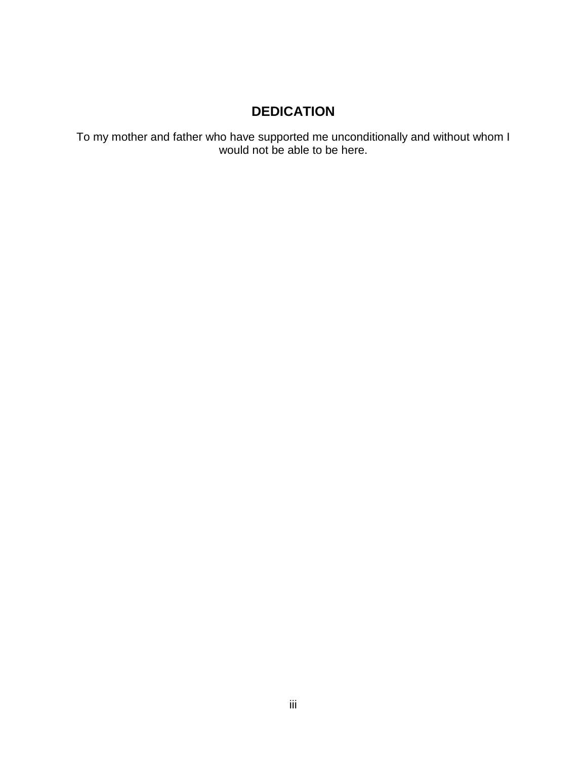# DEDICATION

To my mother and father who have supported me unconditionally and without whom I would not be able to be here.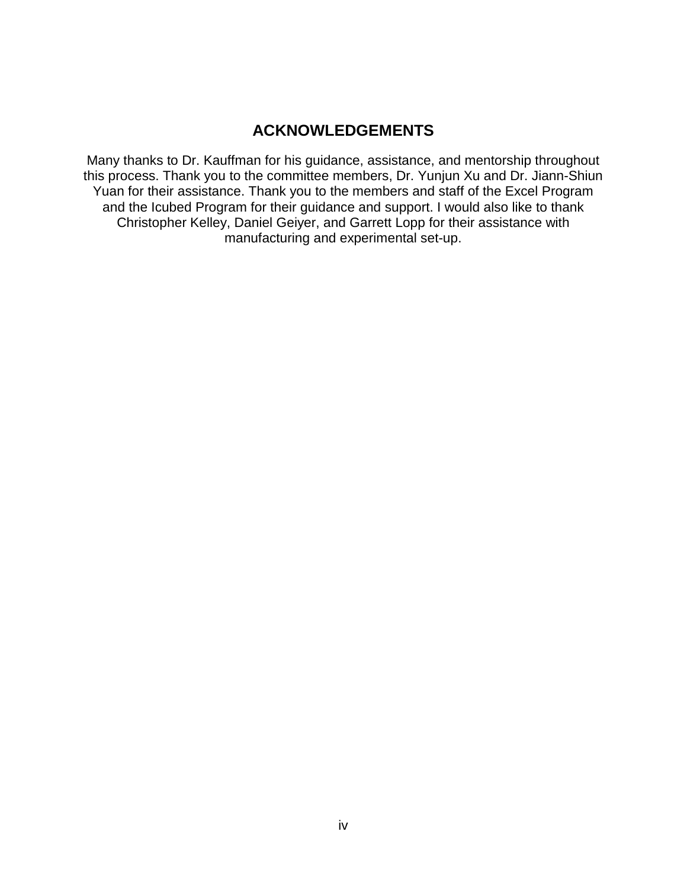# ACKNOWLEDGEMENTS

Many thanks to Dr. Kauffman for his guidance, assistance, and mentorship throughout this process. Thank you to the committee members, Dr. Yunjun Xu and Dr. Jiann-Shiun Yuan for their assistance. Thank you to the members and staff of the Excel Program and the Icubed Program for their guidance and support. I would also like to thank Christopher Kelley, Daniel Geiyer, and Garrett Lopp for their assistance with manufacturing and experimental set-up.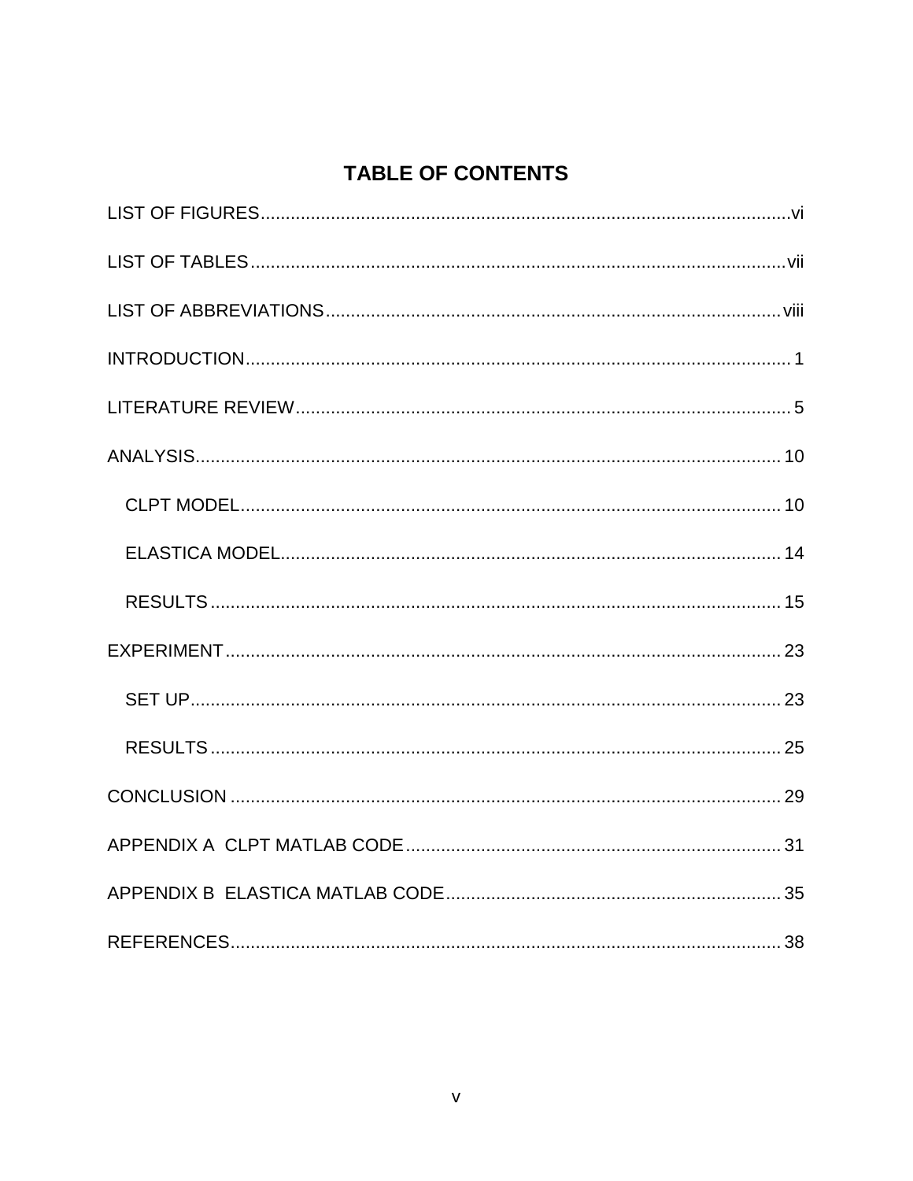# TABLE OF CONTENTS

LIST OF FIGURES ..... vi

LIST OF TABLES ..... vii

LIST OF ABBREVIATIONS ..... viii

INTRODUCTION ..... 1

LITERATURE REVIEW ..... 5

ANALYSIS ..... 10

- CLPT MODEL ..... 10
- ELASTICA MODEL ..... 14
- RESULTS ..... 15

EXPERIMENT ..... 23

- SET UP ..... 23
- RESULTS ..... 25

CONCLUSION ..... 29

APPENDIX A CLPT MATLAB CODE ..... 31

APPENDIX B ELASTICA MATLAB CODE ..... 35

REFERENCES ..... 38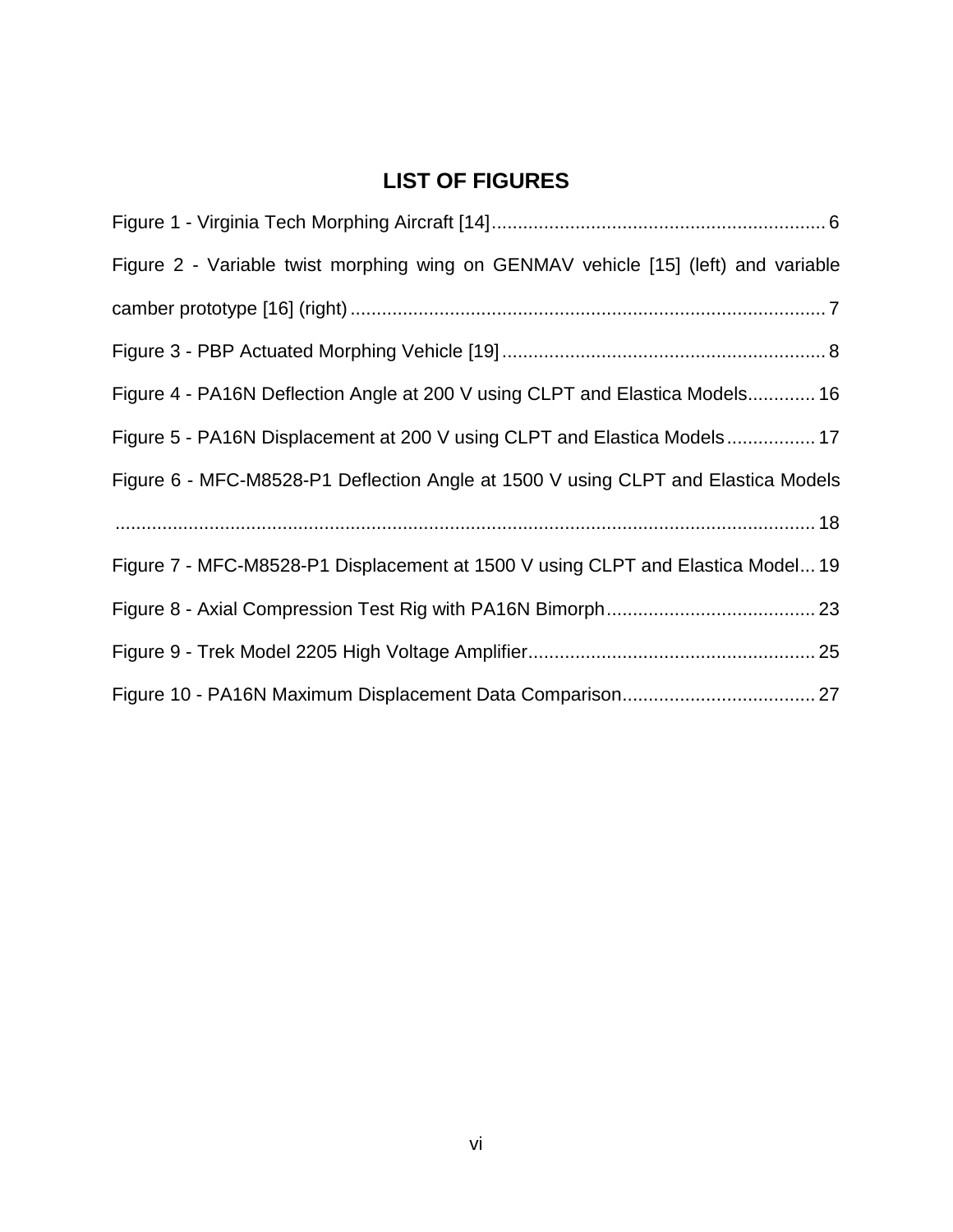# LIST OF FIGURES

Figure 1 - Virginia Tech Morphing Aircraft [14] ................................................................ 6

Figure 2 - Variable twist morphing wing on GENMAV vehicle [15] (left) and variable camber prototype [16] (right) ............................................................................................ 7

Figure 3 - PBP Actuated Morphing Vehicle [19] .............................................................. 8

Figure 4 - PA16N Deflection Angle at 200 V using CLPT and Elastica Models ............. 16

Figure 5 - PA16N Displacement at 200 V using CLPT and Elastica Models ................. 17

Figure 6 - MFC-M8528-P1 Deflection Angle at 1500 V using CLPT and Elastica Models ........................................................................................................................ 18

Figure 7 - MFC-M8528-P1 Displacement at 1500 V using CLPT and Elastica Model ... 19

Figure 8 - Axial Compression Test Rig with PA16N Bimorph ........................................ 23

Figure 9 - Trek Model 2205 High Voltage Amplifier ....................................................... 25

Figure 10 - PA16N Maximum Displacement Data Comparison ..................................... 27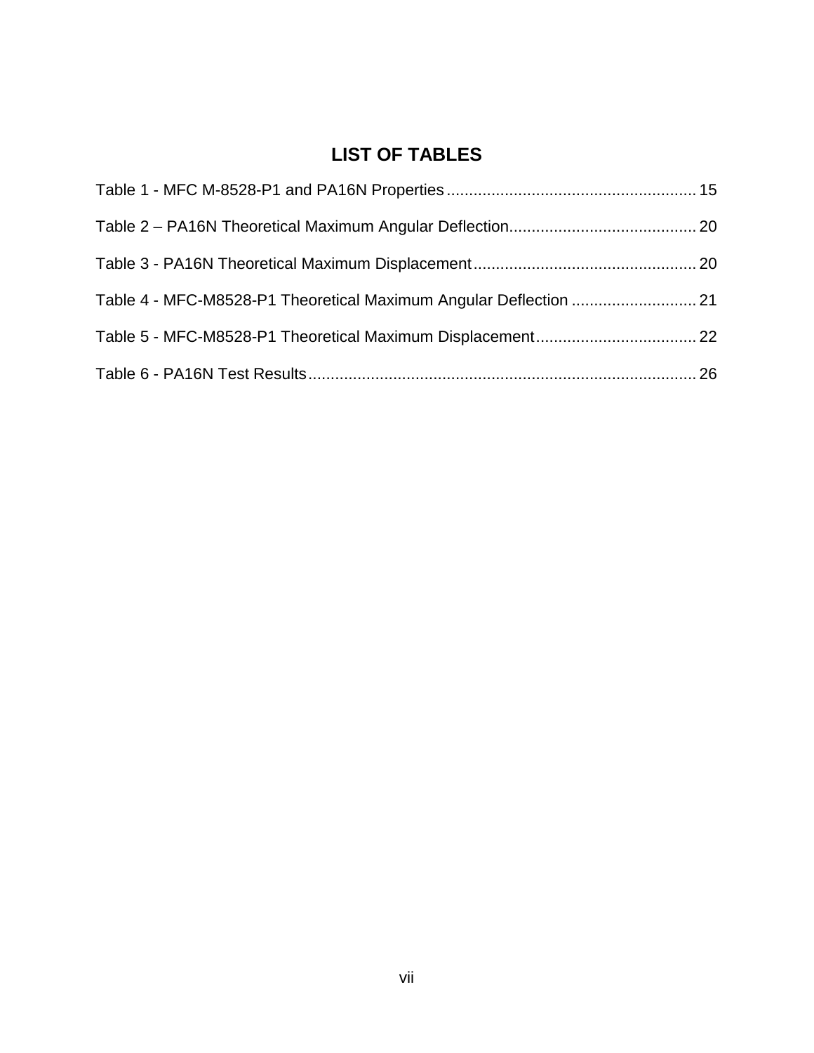# LIST OF TABLES

Table 1 - MFC M-8528-P1 and PA16N Properties ........................................................ 15

Table 2 – PA16N Theoretical Maximum Angular Deflection.......................................... 20

Table 3 - PA16N Theoretical Maximum Displacement .................................................. 20

Table 4 - MFC-M8528-P1 Theoretical Maximum Angular Deflection ............................ 21

Table 5 - MFC-M8528-P1 Theoretical Maximum Displacement.................................... 22

Table 6 - PA16N Test Results....................................................................................... 26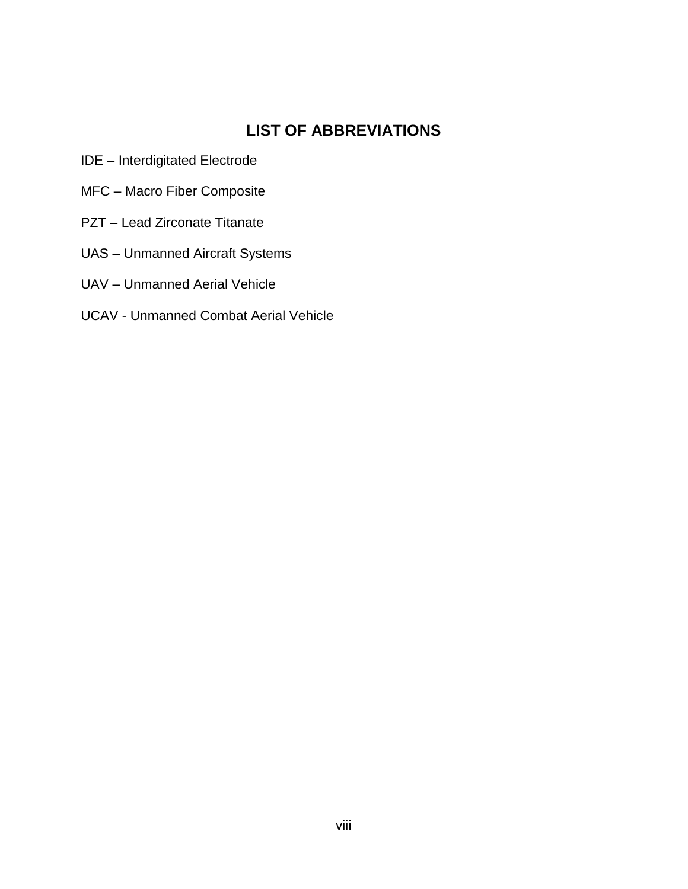# LIST OF ABBREVIATIONS

IDE – Interdigitated Electrode

MFC – Macro Fiber Composite

PZT – Lead Zirconate Titanate

UAS – Unmanned Aircraft Systems

UAV – Unmanned Aerial Vehicle

UCAV - Unmanned Combat Aerial Vehicle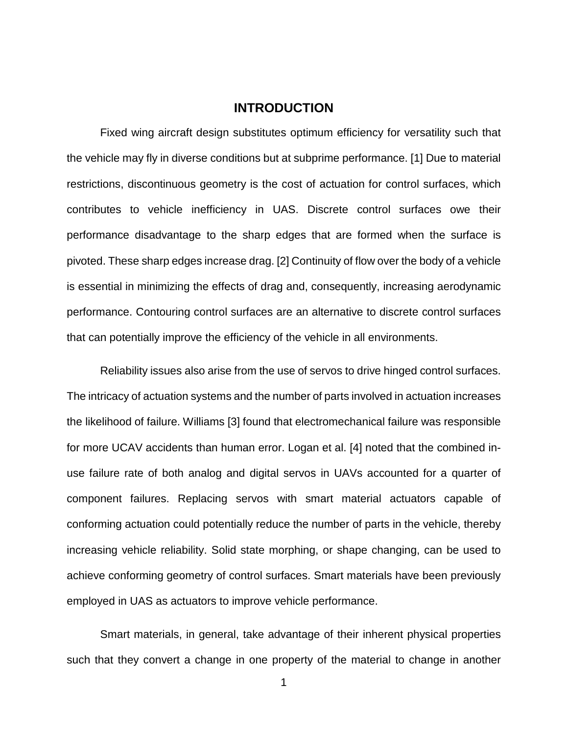# INTRODUCTION

Fixed wing aircraft design substitutes optimum efficiency for versatility such that the vehicle may fly in diverse conditions but at subprime performance. [1] Due to material restrictions, discontinuous geometry is the cost of actuation for control surfaces, which contributes to vehicle inefficiency in UAS. Discrete control surfaces owe their performance disadvantage to the sharp edges that are formed when the surface is pivoted. These sharp edges increase drag. [2] Continuity of flow over the body of a vehicle is essential in minimizing the effects of drag and, consequently, increasing aerodynamic performance. Contouring control surfaces are an alternative to discrete control surfaces that can potentially improve the efficiency of the vehicle in all environments.

Reliability issues also arise from the use of servos to drive hinged control surfaces. The intricacy of actuation systems and the number of parts involved in actuation increases the likelihood of failure. Williams [3] found that electromechanical failure was responsible for more UCAV accidents than human error. Logan et al. [4] noted that the combined in-use failure rate of both analog and digital servos in UAVs accounted for a quarter of component failures. Replacing servos with smart material actuators capable of conforming actuation could potentially reduce the number of parts in the vehicle, thereby increasing vehicle reliability. Solid state morphing, or shape changing, can be used to achieve conforming geometry of control surfaces. Smart materials have been previously employed in UAS as actuators to improve vehicle performance.

Smart materials, in general, take advantage of their inherent physical properties such that they convert a change in one property of the material to change in another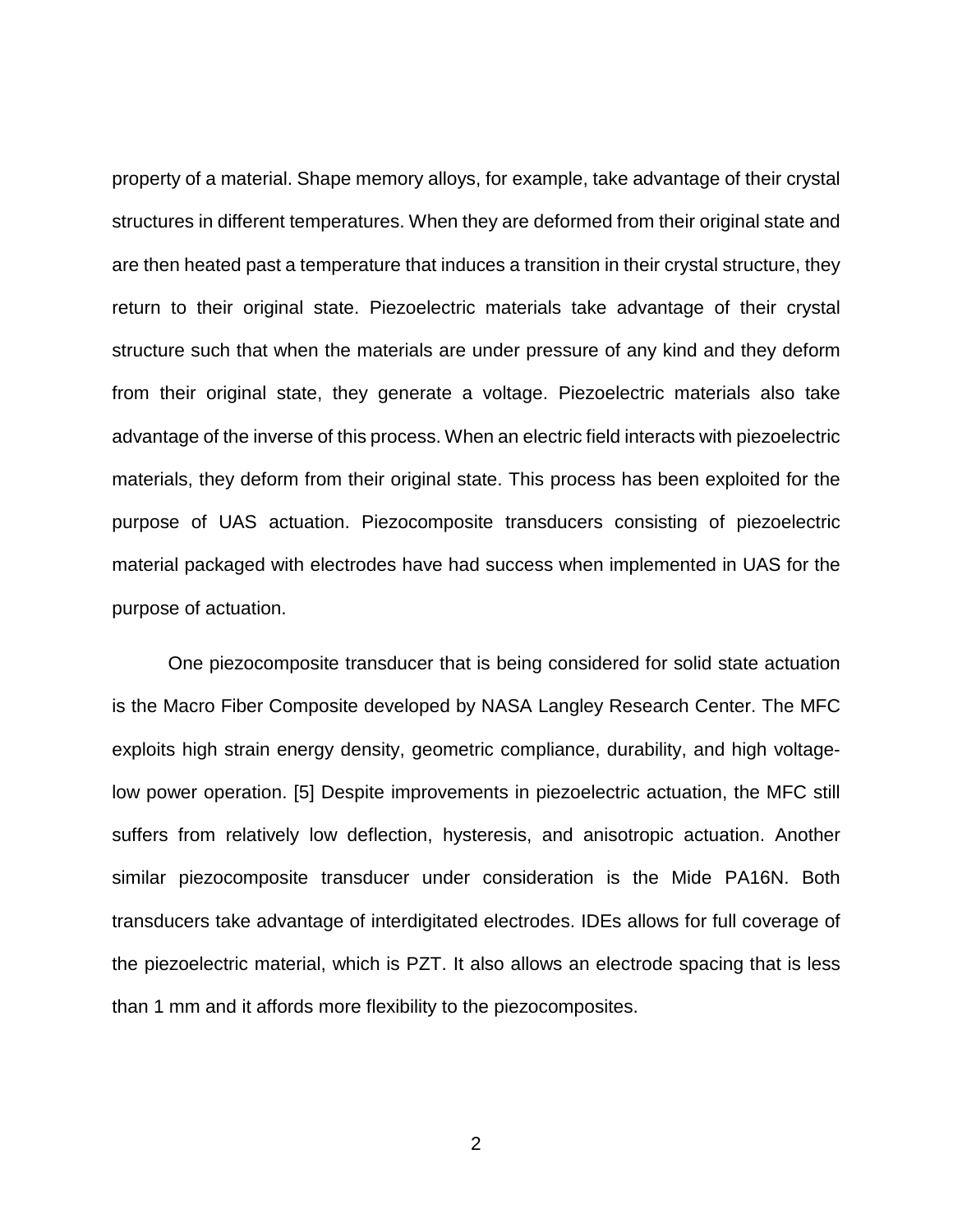property of a material. Shape memory alloys, for example, take advantage of their crystal structures in different temperatures. When they are deformed from their original state and are then heated past a temperature that induces a transition in their crystal structure, they return to their original state. Piezoelectric materials take advantage of their crystal structure such that when the materials are under pressure of any kind and they deform from their original state, they generate a voltage. Piezoelectric materials also take advantage of the inverse of this process. When an electric field interacts with piezoelectric materials, they deform from their original state. This process has been exploited for the purpose of UAS actuation. Piezocomposite transducers consisting of piezoelectric material packaged with electrodes have had success when implemented in UAS for the purpose of actuation.

One piezocomposite transducer that is being considered for solid state actuation is the Macro Fiber Composite developed by NASA Langley Research Center. The MFC exploits high strain energy density, geometric compliance, durability, and high voltage-low power operation. [5] Despite improvements in piezoelectric actuation, the MFC still suffers from relatively low deflection, hysteresis, and anisotropic actuation. Another similar piezocomposite transducer under consideration is the Mide PA16N. Both transducers take advantage of interdigitated electrodes. IDEs allows for full coverage of the piezoelectric material, which is PZT. It also allows an electrode spacing that is less than 1 mm and it affords more flexibility to the piezocomposites.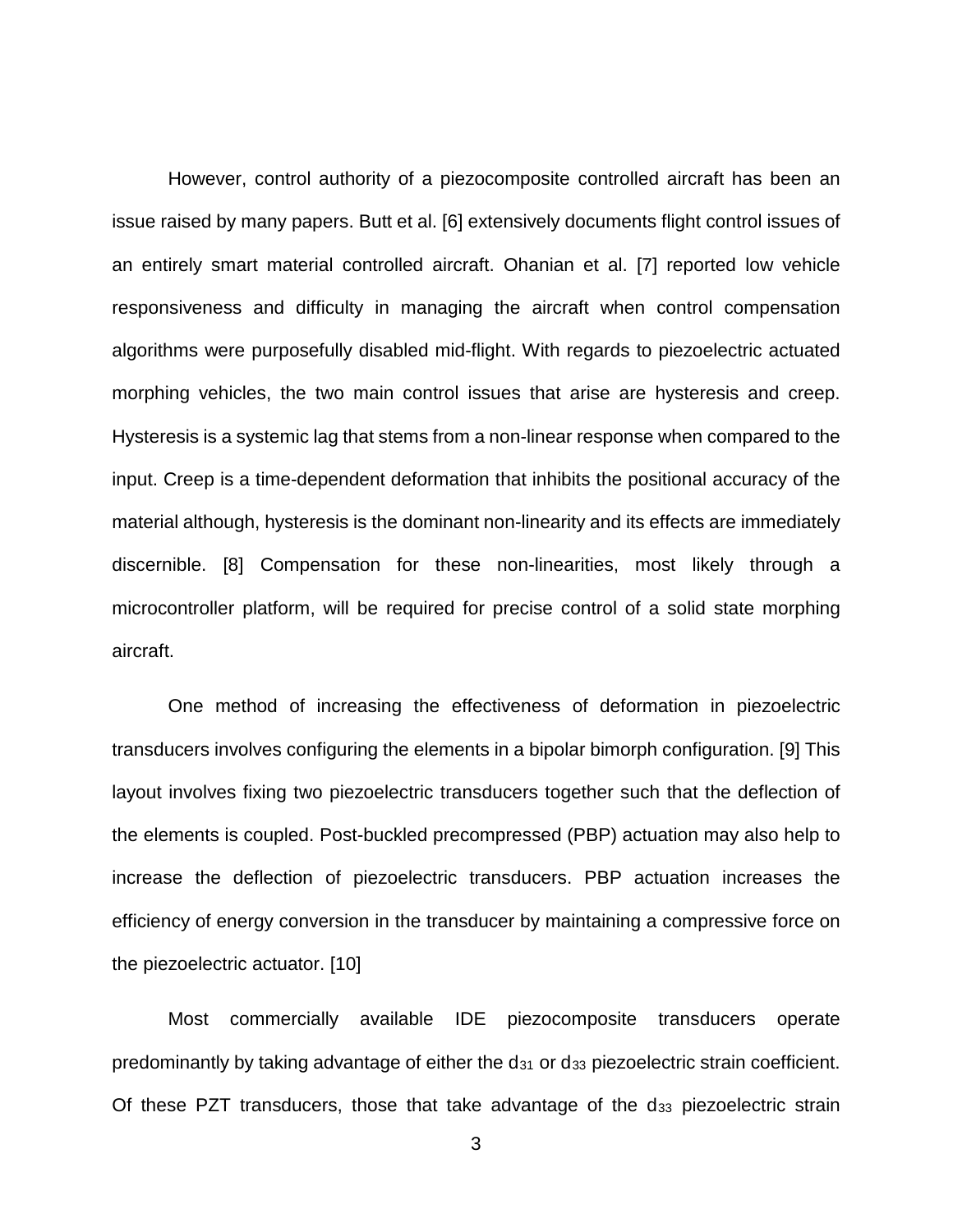However, control authority of a piezocomposite controlled aircraft has been an issue raised by many papers. Butt et al. [6] extensively documents flight control issues of an entirely smart material controlled aircraft. Ohanian et al. [7] reported low vehicle responsiveness and difficulty in managing the aircraft when control compensation algorithms were purposefully disabled mid-flight. With regards to piezoelectric actuated morphing vehicles, the two main control issues that arise are hysteresis and creep. Hysteresis is a systemic lag that stems from a non-linear response when compared to the input. Creep is a time-dependent deformation that inhibits the positional accuracy of the material although, hysteresis is the dominant non-linearity and its effects are immediately discernible. [8] Compensation for these non-linearities, most likely through a microcontroller platform, will be required for precise control of a solid state morphing aircraft.

One method of increasing the effectiveness of deformation in piezoelectric transducers involves configuring the elements in a bipolar bimorph configuration. [9] This layout involves fixing two piezoelectric transducers together such that the deflection of the elements is coupled. Post-buckled precompressed (PBP) actuation may also help to increase the deflection of piezoelectric transducers. PBP actuation increases the efficiency of energy conversion in the transducer by maintaining a compressive force on the piezoelectric actuator. [10]

Most commercially available IDE piezocomposite transducers operate predominantly by taking advantage of either the $d_{31}$ or $d_{33}$ piezoelectric strain coefficient. Of these PZT transducers, those that take advantage of the $d_{33}$ piezoelectric strain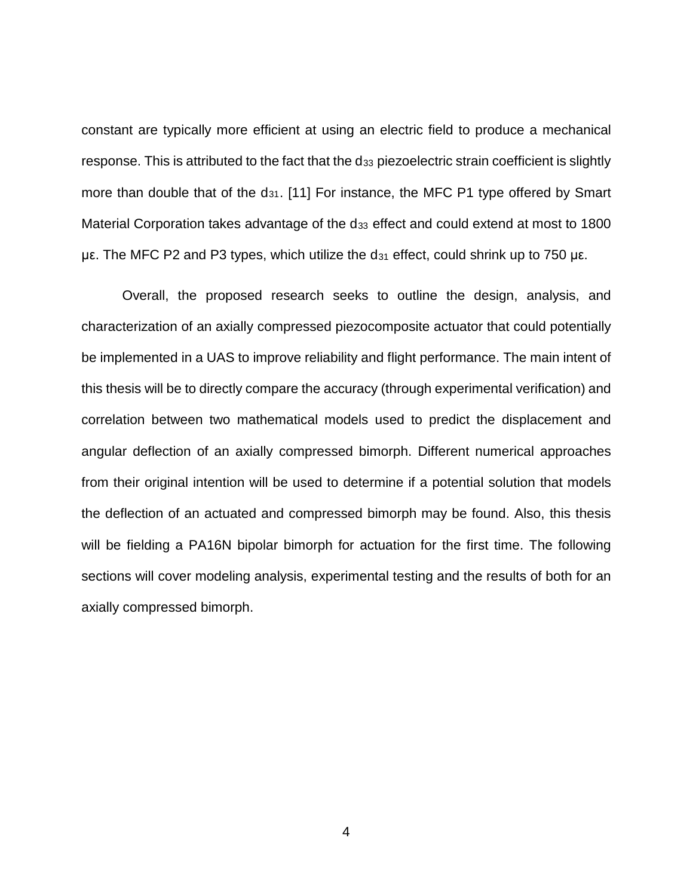constant are typically more efficient at using an electric field to produce a mechanical response. This is attributed to the fact that the $d_{33}$ piezoelectric strain coefficient is slightly more than double that of the $d_{31}$. [11] For instance, the MFC P1 type offered by Smart Material Corporation takes advantage of the $d_{33}$ effect and could extend at most to 1800 με. The MFC P2 and P3 types, which utilize the $d_{31}$ effect, could shrink up to 750 με.

Overall, the proposed research seeks to outline the design, analysis, and characterization of an axially compressed piezocomposite actuator that could potentially be implemented in a UAS to improve reliability and flight performance. The main intent of this thesis will be to directly compare the accuracy (through experimental verification) and correlation between two mathematical models used to predict the displacement and angular deflection of an axially compressed bimorph. Different numerical approaches from their original intention will be used to determine if a potential solution that models the deflection of an actuated and compressed bimorph may be found. Also, this thesis will be fielding a PA16N bipolar bimorph for actuation for the first time. The following sections will cover modeling analysis, experimental testing and the results of both for an axially compressed bimorph.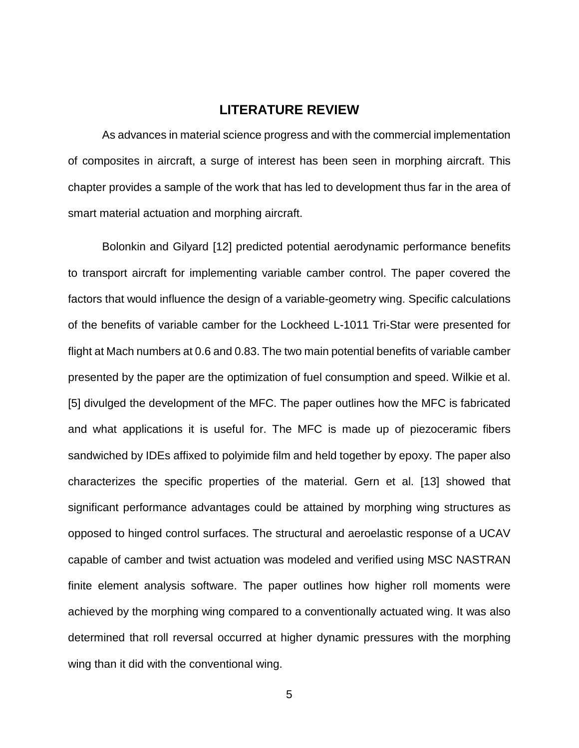# LITERATURE REVIEW

As advances in material science progress and with the commercial implementation of composites in aircraft, a surge of interest has been seen in morphing aircraft. This chapter provides a sample of the work that has led to development thus far in the area of smart material actuation and morphing aircraft.

Bolonkin and Gilyard [12] predicted potential aerodynamic performance benefits to transport aircraft for implementing variable camber control. The paper covered the factors that would influence the design of a variable-geometry wing. Specific calculations of the benefits of variable camber for the Lockheed L-1011 Tri-Star were presented for flight at Mach numbers at 0.6 and 0.83. The two main potential benefits of variable camber presented by the paper are the optimization of fuel consumption and speed. Wilkie et al. [5] divulged the development of the MFC. The paper outlines how the MFC is fabricated and what applications it is useful for. The MFC is made up of piezoceramic fibers sandwiched by IDEs affixed to polyimide film and held together by epoxy. The paper also characterizes the specific properties of the material. Gern et al. [13] showed that significant performance advantages could be attained by morphing wing structures as opposed to hinged control surfaces. The structural and aeroelastic response of a UCAV capable of camber and twist actuation was modeled and verified using MSC NASTRAN finite element analysis software. The paper outlines how higher roll moments were achieved by the morphing wing compared to a conventionally actuated wing. It was also determined that roll reversal occurred at higher dynamic pressures with the morphing wing than it did with the conventional wing.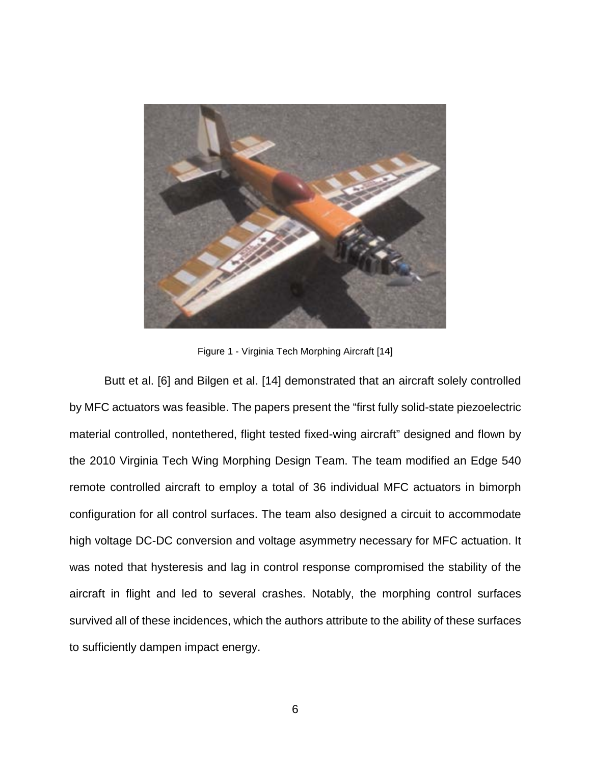Figure 1 - Virginia Tech Morphing Aircraft [14]

Butt et al. [6] and Bilgen et al. [14] demonstrated that an aircraft solely controlled by MFC actuators was feasible. The papers present the "first fully solid-state piezoelectric material controlled, nontethered, flight tested fixed-wing aircraft" designed and flown by the 2010 Virginia Tech Wing Morphing Design Team. The team modified an Edge 540 remote controlled aircraft to employ a total of 36 individual MFC actuators in bimorph configuration for all control surfaces. The team also designed a circuit to accommodate high voltage DC-DC conversion and voltage asymmetry necessary for MFC actuation. It was noted that hysteresis and lag in control response compromised the stability of the aircraft in flight and led to several crashes. Notably, the morphing control surfaces survived all of these incidences, which the authors attribute to the ability of these surfaces to sufficiently dampen impact energy.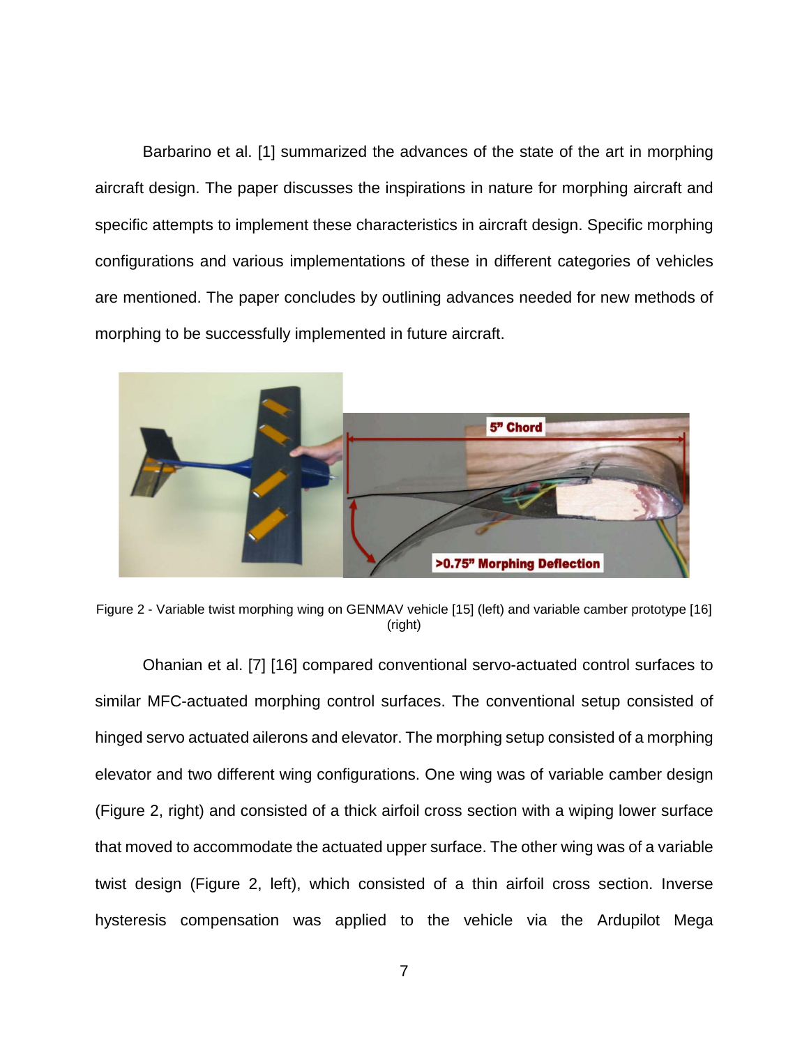Barbarino et al. [1] summarized the advances of the state of the art in morphing aircraft design. The paper discusses the inspirations in nature for morphing aircraft and specific attempts to implement these characteristics in aircraft design. Specific morphing configurations and various implementations of these in different categories of vehicles are mentioned. The paper concludes by outlining advances needed for new methods of morphing to be successfully implemented in future aircraft.

Figure 2 - Variable twist morphing wing on GENMAV vehicle [15] (left) and variable camber prototype [16] (right)

Ohanian et al. [7] [16] compared conventional servo-actuated control surfaces to similar MFC-actuated morphing control surfaces. The conventional setup consisted of hinged servo actuated ailerons and elevator. The morphing setup consisted of a morphing elevator and two different wing configurations. One wing was of variable camber design (Figure 2, right) and consisted of a thick airfoil cross section with a wiping lower surface that moved to accommodate the actuated upper surface. The other wing was of a variable twist design (Figure 2, left), which consisted of a thin airfoil cross section. Inverse hysteresis compensation was applied to the vehicle via the Ardupilot Mega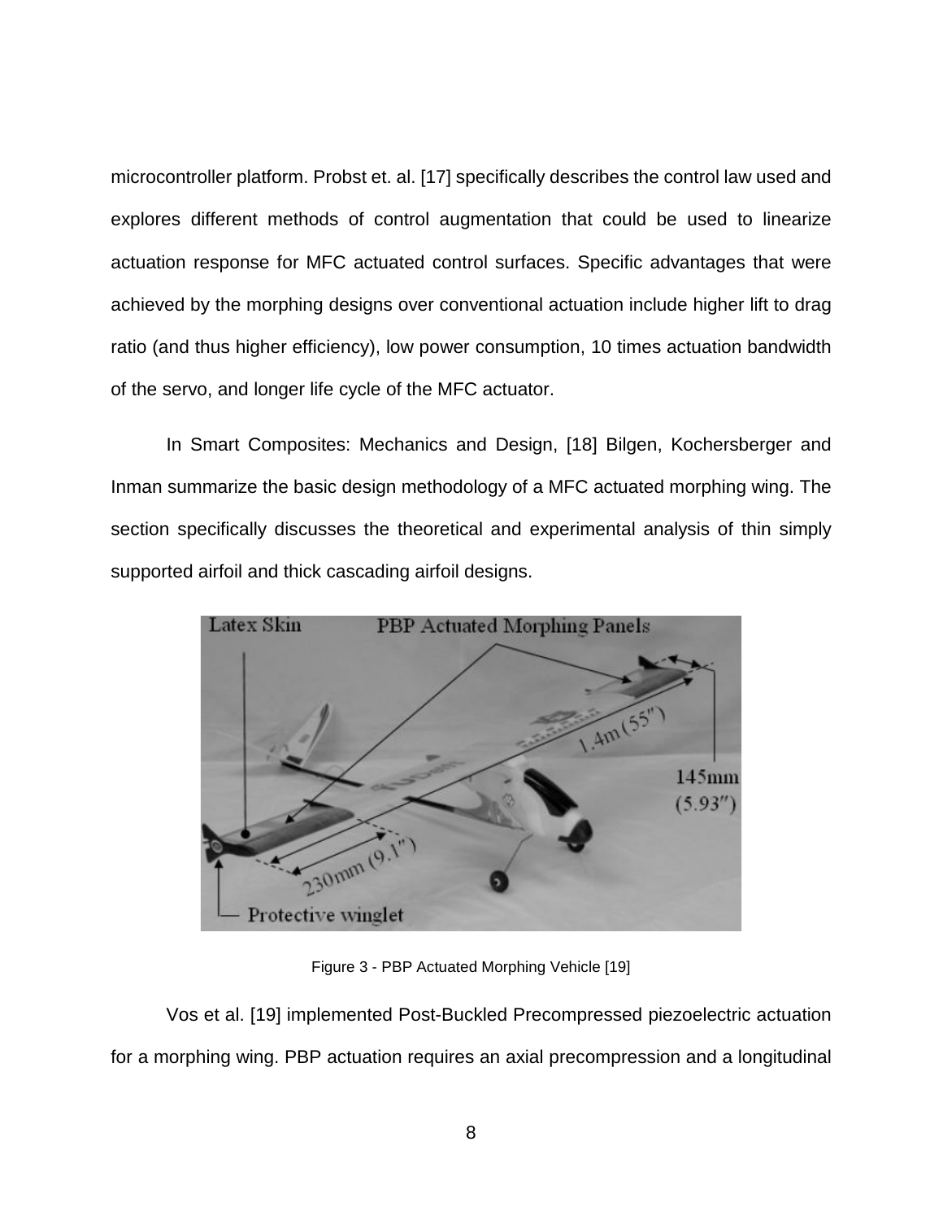microcontroller platform. Probst et. al. [17] specifically describes the control law used and explores different methods of control augmentation that could be used to linearize actuation response for MFC actuated control surfaces. Specific advantages that were achieved by the morphing designs over conventional actuation include higher lift to drag ratio (and thus higher efficiency), low power consumption, 10 times actuation bandwidth of the servo, and longer life cycle of the MFC actuator.

In Smart Composites: Mechanics and Design, [18] Bilgen, Kochersberger and Inman summarize the basic design methodology of a MFC actuated morphing wing. The section specifically discusses the theoretical and experimental analysis of thin simply supported airfoil and thick cascading airfoil designs.

Figure 3 - PBP Actuated Morphing Vehicle [19]

Vos et al. [19] implemented Post-Buckled Precompressed piezoelectric actuation for a morphing wing. PBP actuation requires an axial precompression and a longitudinal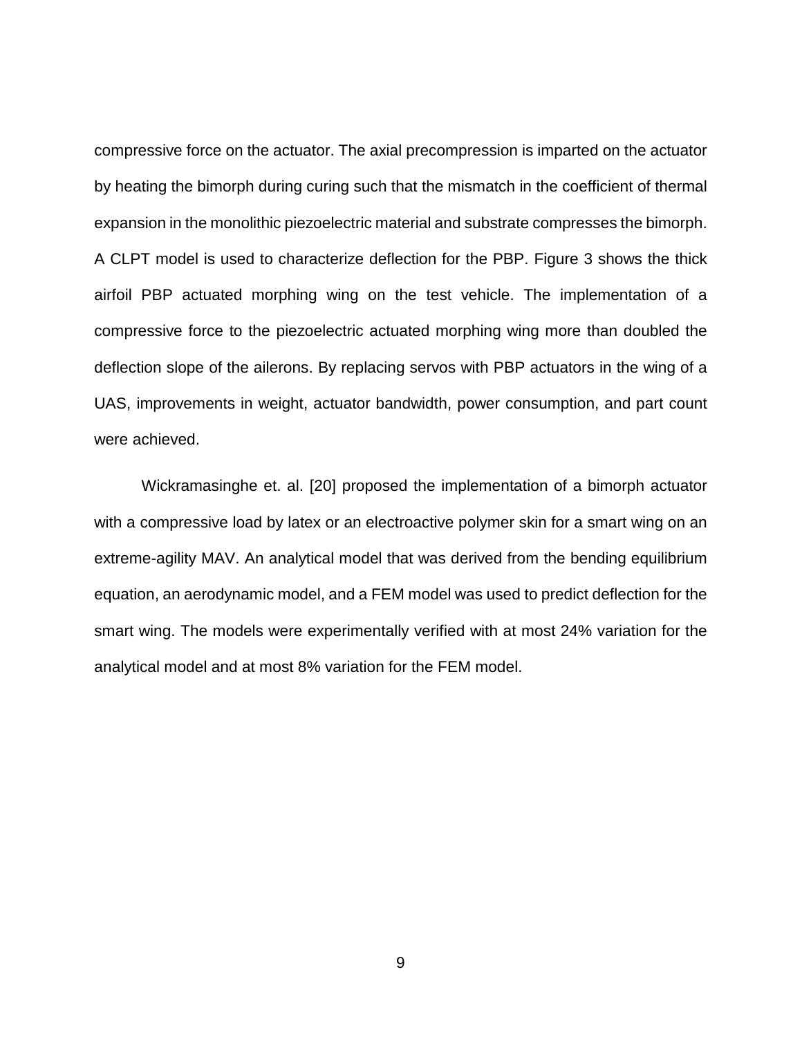compressive force on the actuator. The axial precompression is imparted on the actuator by heating the bimorph during curing such that the mismatch in the coefficient of thermal expansion in the monolithic piezoelectric material and substrate compresses the bimorph. A CLPT model is used to characterize deflection for the PBP. Figure 3 shows the thick airfoil PBP actuated morphing wing on the test vehicle. The implementation of a compressive force to the piezoelectric actuated morphing wing more than doubled the deflection slope of the ailerons. By replacing servos with PBP actuators in the wing of a UAS, improvements in weight, actuator bandwidth, power consumption, and part count were achieved.

Wickramasinghe et. al. [20] proposed the implementation of a bimorph actuator with a compressive load by latex or an electroactive polymer skin for a smart wing on an extreme-agility MAV. An analytical model that was derived from the bending equilibrium equation, an aerodynamic model, and a FEM model was used to predict deflection for the smart wing. The models were experimentally verified with at most 24% variation for the analytical model and at most 8% variation for the FEM model.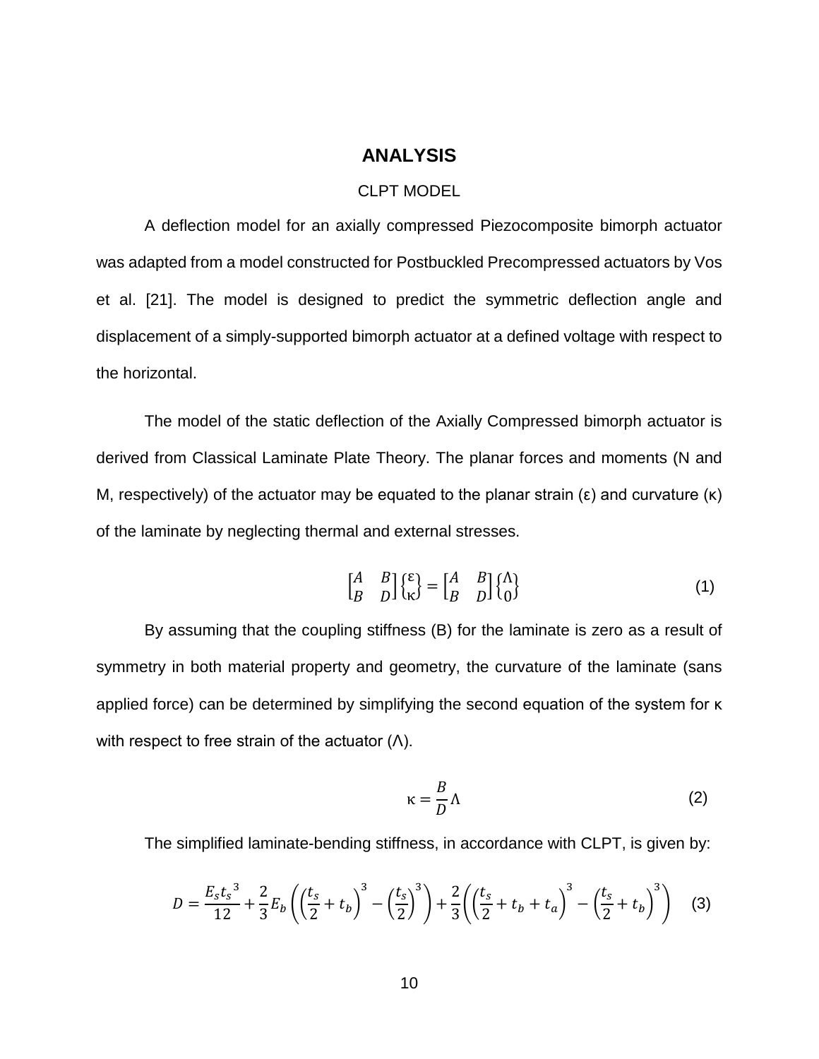# ANALYSIS

## CLPT MODEL

A deflection model for an axially compressed Piezocomposite bimorph actuator was adapted from a model constructed for Postbuckled Precompressed actuators by Vos et al. [21]. The model is designed to predict the symmetric deflection angle and displacement of a simply-supported bimorph actuator at a defined voltage with respect to the horizontal.

The model of the static deflection of the Axially Compressed bimorph actuator is derived from Classical Laminate Plate Theory. The planar forces and moments (N and M, respectively) of the actuator may be equated to the planar strain (ε) and curvature (κ) of the laminate by neglecting thermal and external stresses.

$$\begin{bmatrix} A & B \\ B & D \end{bmatrix} \begin{Bmatrix} \varepsilon \\ \kappa \end{Bmatrix} = \begin{bmatrix} A & B \\ B & D \end{bmatrix} \begin{Bmatrix} \Lambda \\ 0 \end{Bmatrix} \tag{1}$$

By assuming that the coupling stiffness (B) for the laminate is zero as a result of symmetry in both material property and geometry, the curvature of the laminate (sans applied force) can be determined by simplifying the second equation of the system for κ with respect to free strain of the actuator (Λ).

$$\kappa = \frac{B}{D}\Lambda \tag{2}$$

The simplified laminate-bending stiffness, in accordance with CLPT, is given by:

$$D = \frac{E_s {t_s}^3}{12} + \frac{2}{3}E_b\left(\left(\frac{t_s}{2} + t_b\right)^3 - \left(\frac{t_s}{2}\right)^3\right) + \frac{2}{3}\left(\left(\frac{t_s}{2} + t_b + t_a\right)^3 - \left(\frac{t_s}{2} + t_b\right)^3\right) \tag{3}$$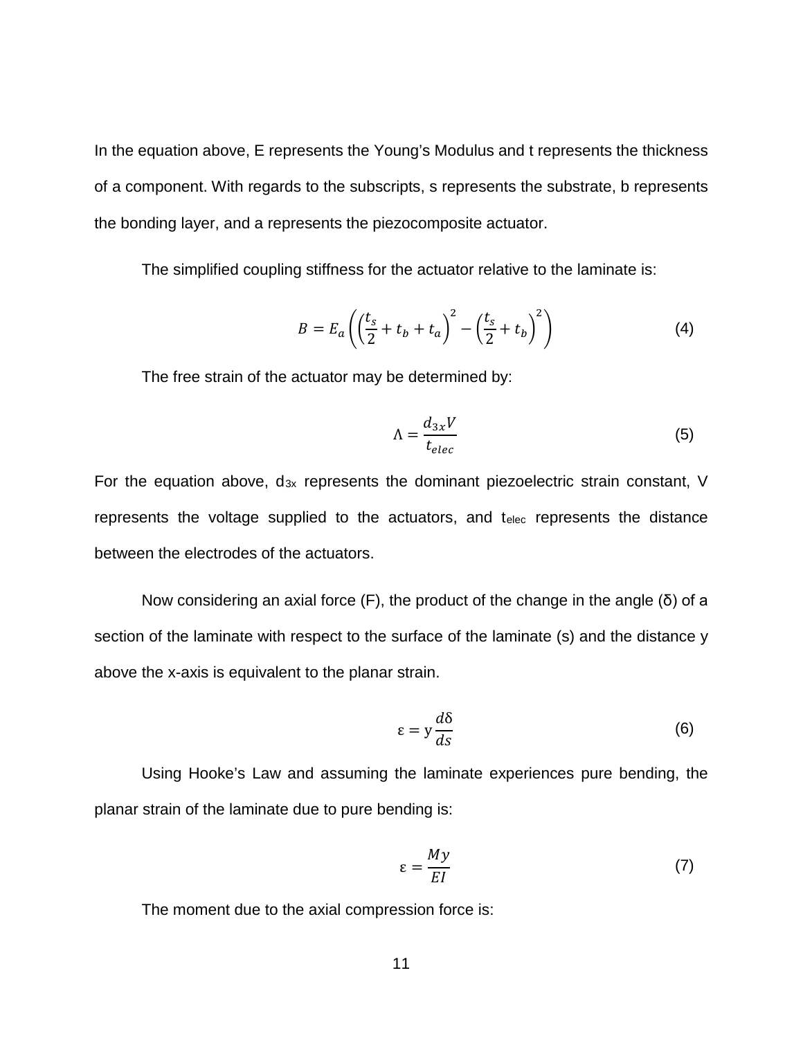In the equation above, E represents the Young's Modulus and t represents the thickness of a component. With regards to the subscripts, s represents the substrate, b represents the bonding layer, and a represents the piezocomposite actuator.

The simplified coupling stiffness for the actuator relative to the laminate is:

$$B = E_a\left(\left(\frac{t_s}{2} + t_b + t_a\right)^2 - \left(\frac{t_s}{2} + t_b\right)^2\right) \tag{4}$$

The free strain of the actuator may be determined by:

$$\Lambda = \frac{d_{3x}V}{t_{elec}} \tag{5}$$

For the equation above, $d_{3x}$ represents the dominant piezoelectric strain constant, V represents the voltage supplied to the actuators, and $t_{elec}$ represents the distance between the electrodes of the actuators.

Now considering an axial force (F), the product of the change in the angle (δ) of a section of the laminate with respect to the surface of the laminate (s) and the distance y above the x-axis is equivalent to the planar strain.

$$\varepsilon = y\frac{d\delta}{ds} \tag{6}$$

Using Hooke's Law and assuming the laminate experiences pure bending, the planar strain of the laminate due to pure bending is:

$$\varepsilon = \frac{My}{EI} \tag{7}$$

The moment due to the axial compression force is: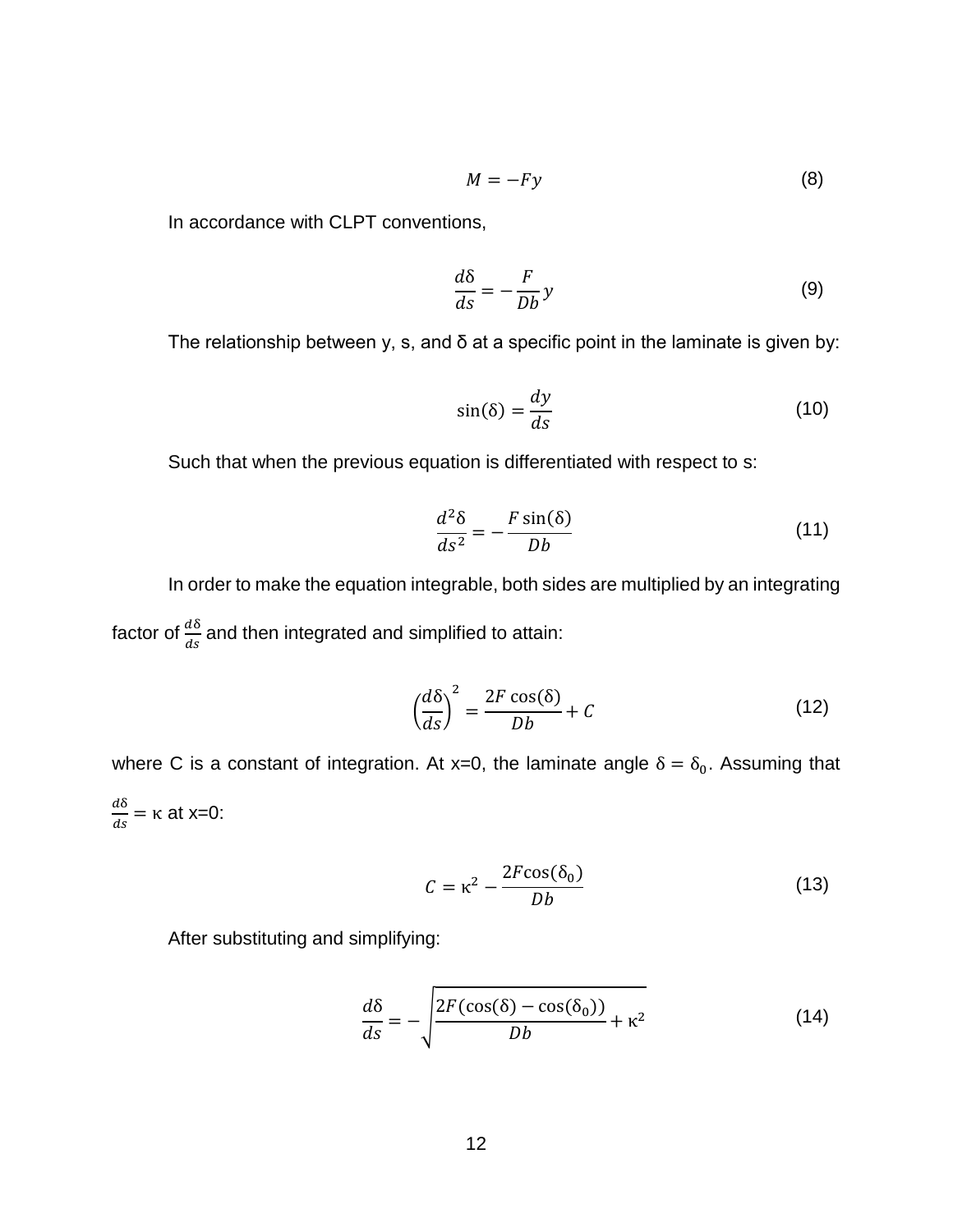$$M = -Fy \tag{8}$$

In accordance with CLPT conventions,

$$\frac{d\delta}{ds} = -\frac{F}{Db}y \tag{9}$$

The relationship between y, s, and δ at a specific point in the laminate is given by:

$$\sin(\delta) = \frac{dy}{ds} \tag{10}$$

Such that when the previous equation is differentiated with respect to s:

$$\frac{d^2\delta}{ds^2} = -\frac{F\sin(\delta)}{Db} \tag{11}$$

In order to make the equation integrable, both sides are multiplied by an integrating factor of $\frac{d\delta}{ds}$ and then integrated and simplified to attain:

$$\left(\frac{d\delta}{ds}\right)^2 = \frac{2F\cos(\delta)}{Db} + C \tag{12}$$

where C is a constant of integration. At x=0, the laminate angle $\delta = \delta_0$. Assuming that $\frac{d\delta}{ds} = \kappa$ at x=0:

$$C = \kappa^2 - \frac{2F\cos(\delta_0)}{Db} \tag{13}$$

After substituting and simplifying:

$$\frac{d\delta}{ds} = -\sqrt{\frac{2F(\cos(\delta) - \cos(\delta_0))}{Db} + \kappa^2} \tag{14}$$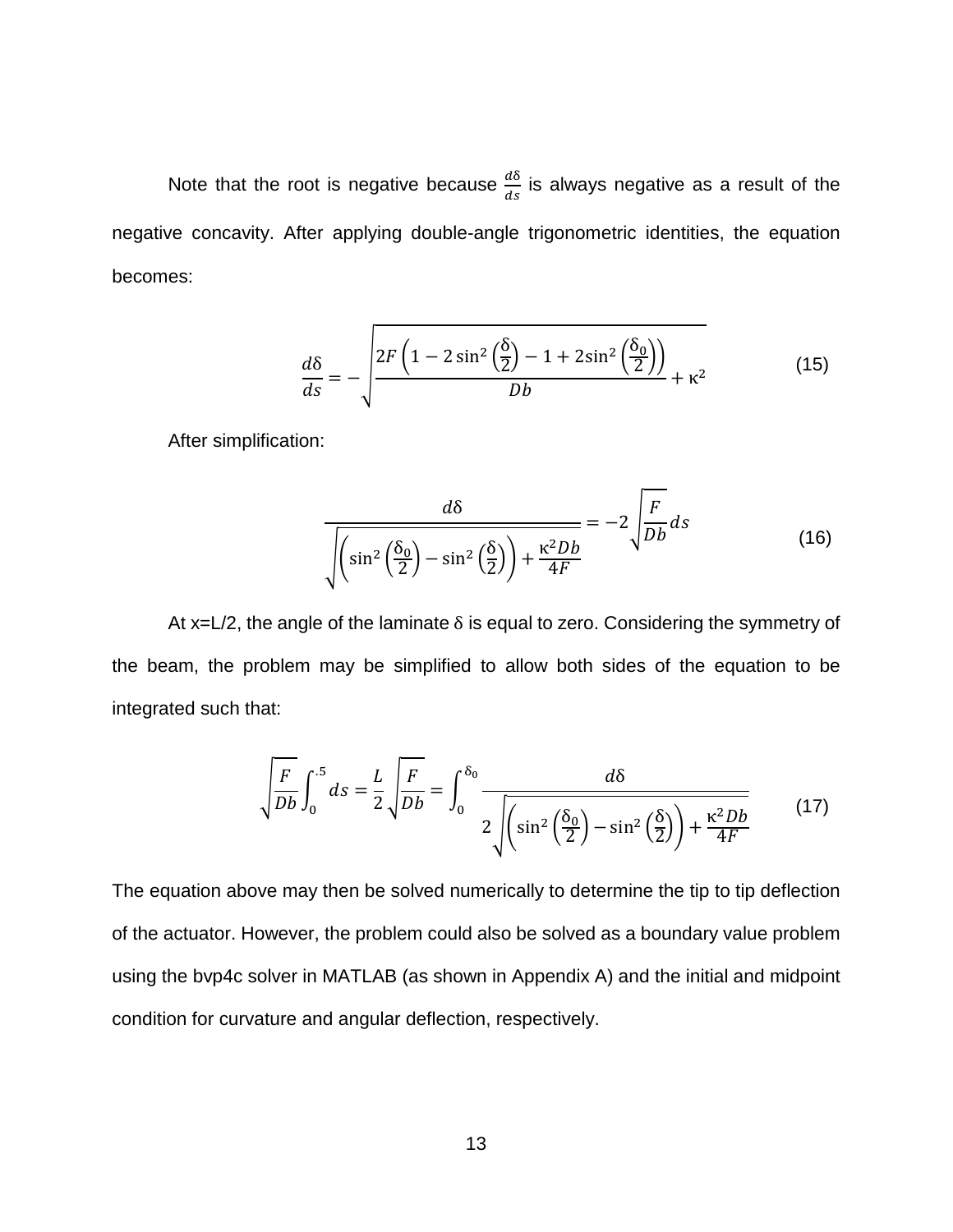Note that the root is negative because $\frac{d\delta}{ds}$ is always negative as a result of the negative concavity. After applying double-angle trigonometric identities, the equation becomes:

$$\frac{d\delta}{ds} = -\sqrt{\frac{2F\left(1 - 2\sin^2\left(\frac{\delta}{2}\right) - 1 + 2\sin^2\left(\frac{\delta_0}{2}\right)\right)}{Db} + \kappa^2} \tag{15}$$

After simplification:

$$\frac{d\delta}{\sqrt{\left(\sin^2\left(\frac{\delta_0}{2}\right) - \sin^2\left(\frac{\delta}{2}\right)\right) + \frac{\kappa^2 Db}{4F}}} = -2\sqrt{\frac{F}{Db}}ds \tag{16}$$

At x=L/2, the angle of the laminate $\delta$ is equal to zero. Considering the symmetry of the beam, the problem may be simplified to allow both sides of the equation to be integrated such that:

$$\sqrt{\frac{F}{Db}}\int_0^{.5} ds = \frac{L}{2}\sqrt{\frac{F}{Db}} = \int_0^{\delta_0} \frac{d\delta}{2\sqrt{\left(\sin^2\left(\frac{\delta_0}{2}\right) - \sin^2\left(\frac{\delta}{2}\right)\right) + \frac{\kappa^2 Db}{4F}}} \tag{17}$$

The equation above may then be solved numerically to determine the tip to tip deflection of the actuator. However, the problem could also be solved as a boundary value problem using the bvp4c solver in MATLAB (as shown in Appendix A) and the initial and midpoint condition for curvature and angular deflection, respectively.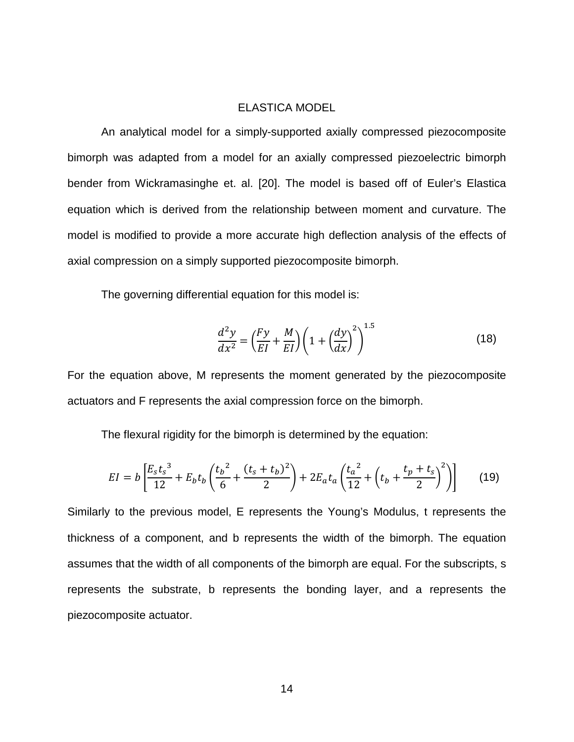## ELASTICA MODEL

An analytical model for a simply-supported axially compressed piezocomposite bimorph was adapted from a model for an axially compressed piezoelectric bimorph bender from Wickramasinghe et. al. [20]. The model is based off of Euler's Elastica equation which is derived from the relationship between moment and curvature. The model is modified to provide a more accurate high deflection analysis of the effects of axial compression on a simply supported piezocomposite bimorph.

The governing differential equation for this model is:

$$\frac{d^2y}{dx^2} = \left(\frac{Fy}{EI} + \frac{M}{EI}\right)\left(1 + \left(\frac{dy}{dx}\right)^2\right)^{1.5} \tag{18}$$

For the equation above, M represents the moment generated by the piezocomposite actuators and F represents the axial compression force on the bimorph.

The flexural rigidity for the bimorph is determined by the equation:

$$EI = b\left[\frac{E_s t_s^{\,3}}{12} + E_b t_b\left(\frac{t_b^{\,2}}{6} + \frac{(t_s + t_b)^2}{2}\right) + 2E_a t_a\left(\frac{t_a^{\,2}}{12} + \left(t_b + \frac{t_p + t_s}{2}\right)^2\right)\right] \tag{19}$$

Similarly to the previous model, E represents the Young's Modulus, t represents the thickness of a component, and b represents the width of the bimorph. The equation assumes that the width of all components of the bimorph are equal. For the subscripts, s represents the substrate, b represents the bonding layer, and a represents the piezocomposite actuator.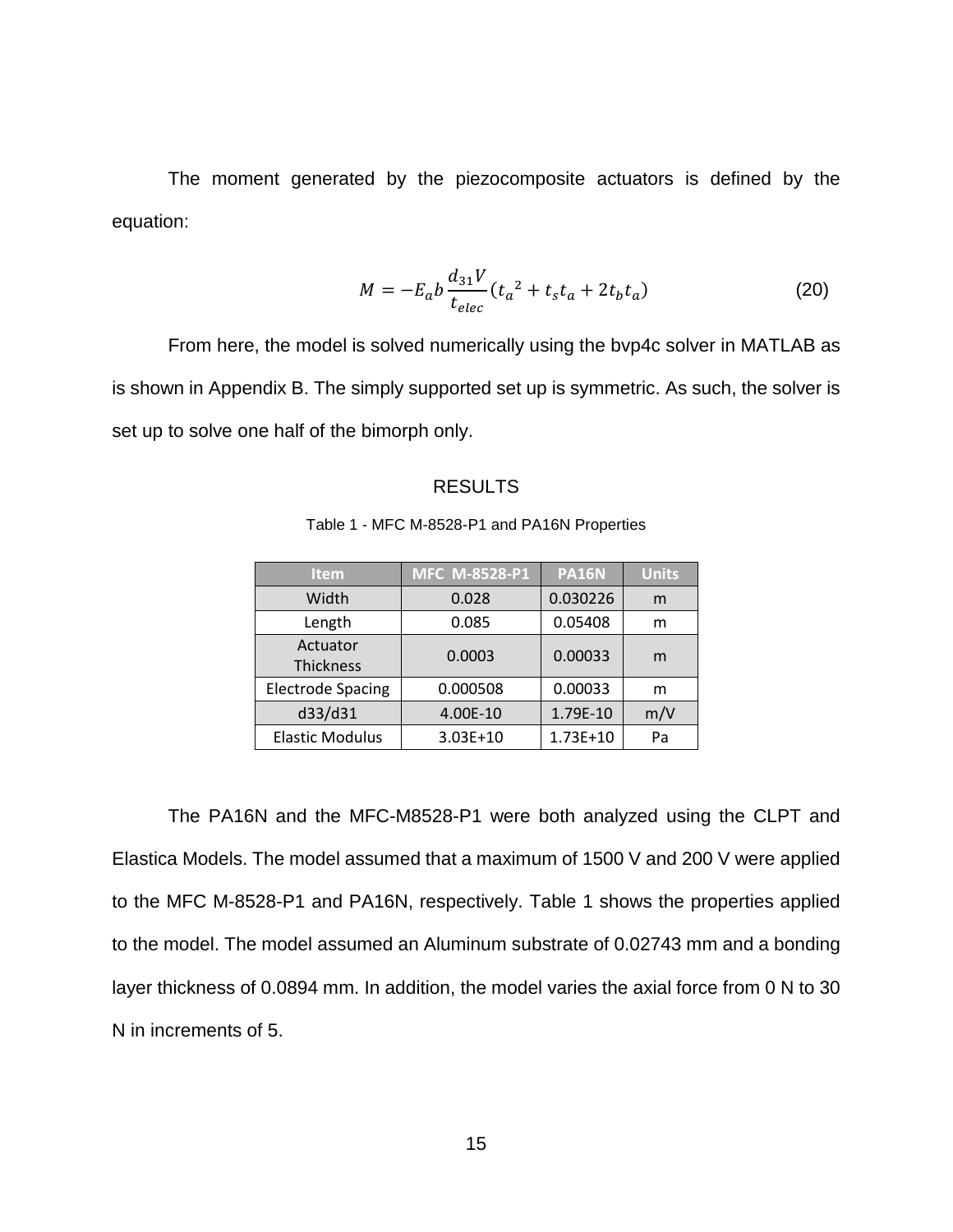The moment generated by the piezocomposite actuators is defined by the equation:

$$M = -E_a b \frac{d_{31} V}{t_{elec}} \left( {t_a}^2 + t_s t_a + 2 t_b t_a \right) \tag{20}$$

From here, the model is solved numerically using the bvp4c solver in MATLAB as is shown in Appendix B. The simply supported set up is symmetric. As such, the solver is set up to solve one half of the bimorph only.

## RESULTS

Table 1 - MFC M-8528-P1 and PA16N Properties

| Item | MFC M-8528-P1 | PA16N | Units |
|---|---|---|---|
| Width | 0.028 | 0.030226 | m |
| Length | 0.085 | 0.05408 | m |
| Actuator Thickness | 0.0003 | 0.00033 | m |
| Electrode Spacing | 0.000508 | 0.00033 | m |
| d33/d31 | 4.00E-10 | 1.79E-10 | m/V |
| Elastic Modulus | 3.03E+10 | 1.73E+10 | Pa |

The PA16N and the MFC-M8528-P1 were both analyzed using the CLPT and Elastica Models. The model assumed that a maximum of 1500 V and 200 V were applied to the MFC M-8528-P1 and PA16N, respectively. Table 1 shows the properties applied to the model. The model assumed an Aluminum substrate of 0.02743 mm and a bonding layer thickness of 0.0894 mm. In addition, the model varies the axial force from 0 N to 30 N in increments of 5.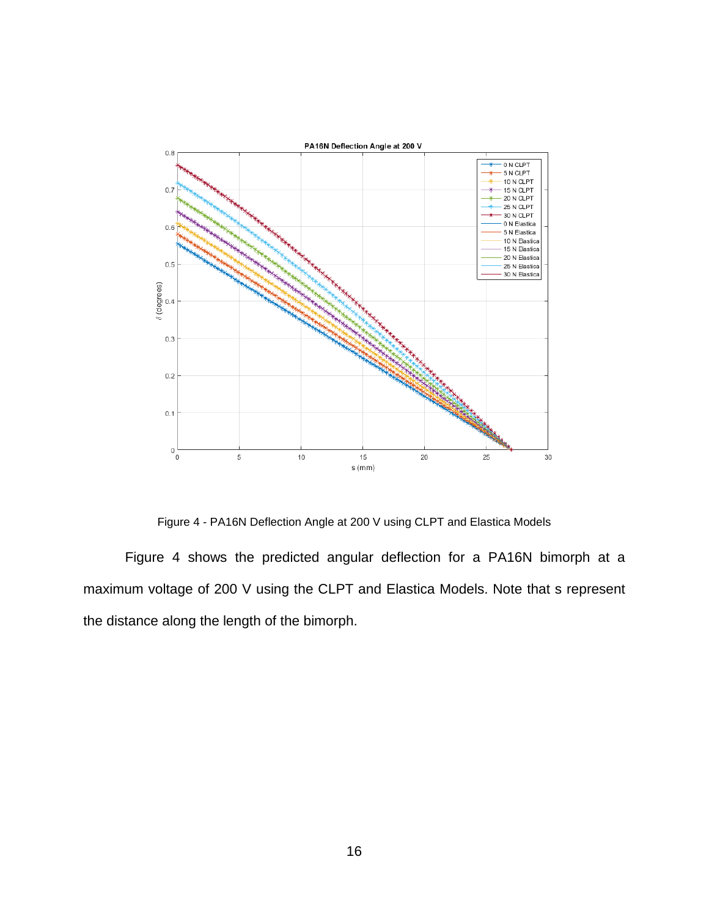Figure 4 - PA16N Deflection Angle at 200 V using CLPT and Elastica Models

Figure 4 shows the predicted angular deflection for a PA16N bimorph at a maximum voltage of 200 V using the CLPT and Elastica Models. Note that s represent the distance along the length of the bimorph.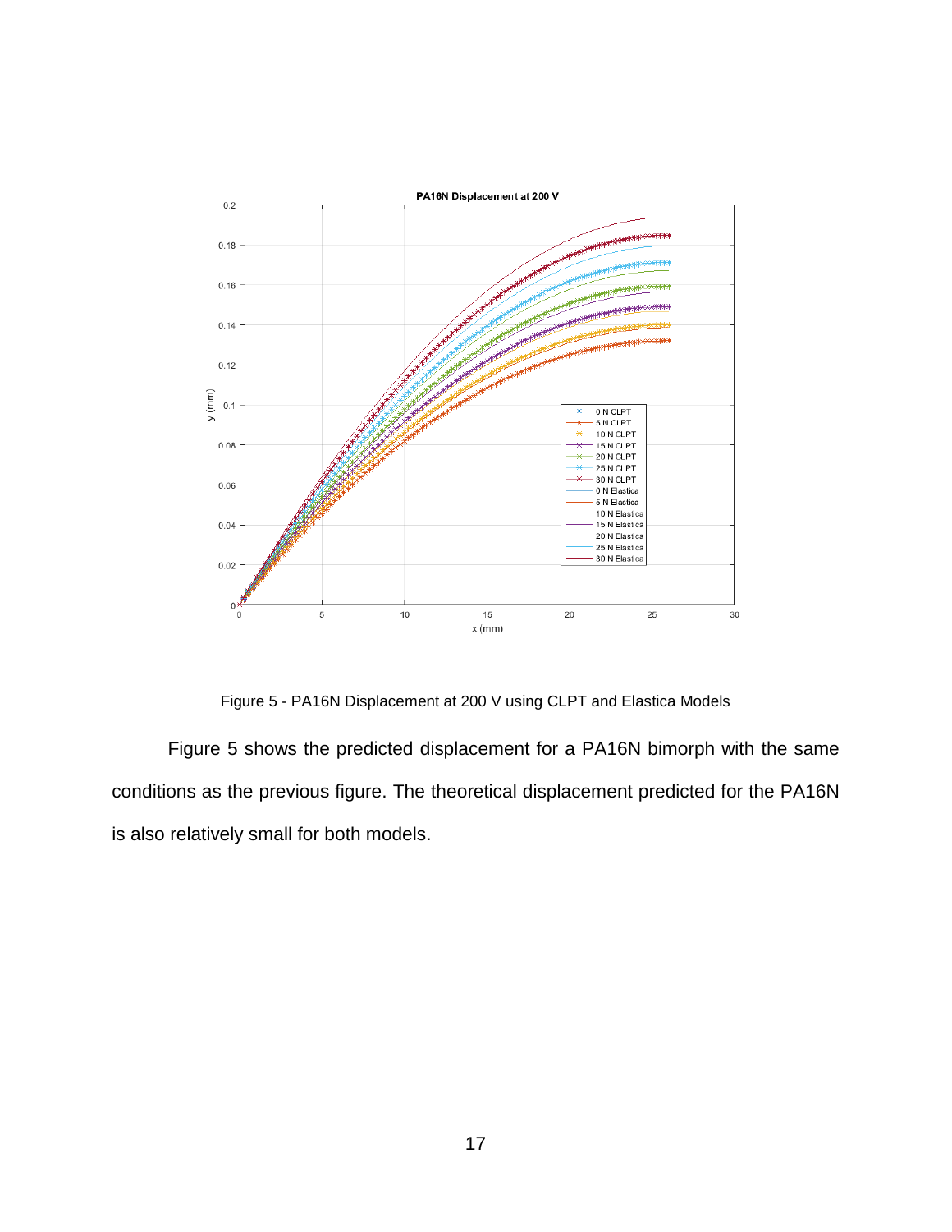Figure 5 - PA16N Displacement at 200 V using CLPT and Elastica Models

Figure 5 shows the predicted displacement for a PA16N bimorph with the same conditions as the previous figure. The theoretical displacement predicted for the PA16N is also relatively small for both models.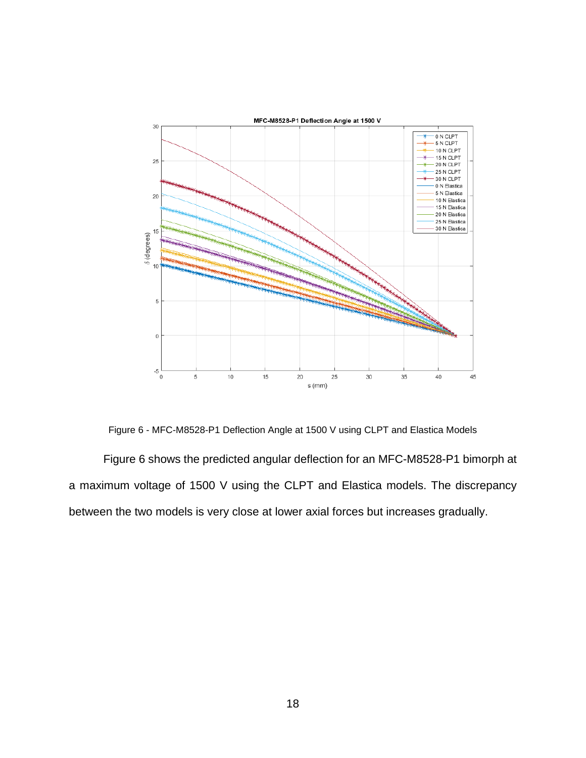Figure 6 - MFC-M8528-P1 Deflection Angle at 1500 V using CLPT and Elastica Models

Figure 6 shows the predicted angular deflection for an MFC-M8528-P1 bimorph at a maximum voltage of 1500 V using the CLPT and Elastica models. The discrepancy between the two models is very close at lower axial forces but increases gradually.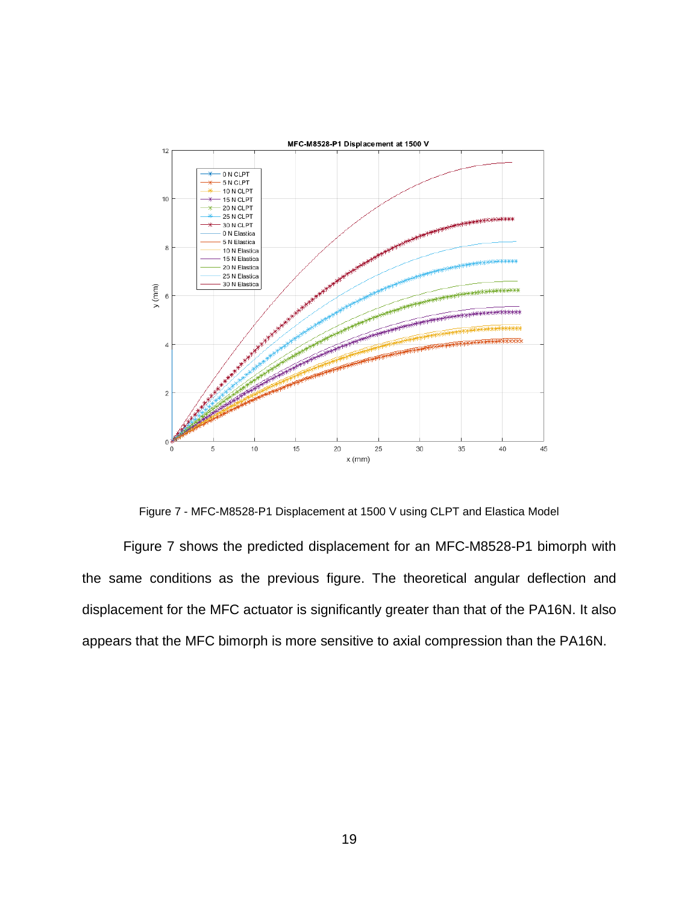Figure 7 - MFC-M8528-P1 Displacement at 1500 V using CLPT and Elastica Model

Figure 7 shows the predicted displacement for an MFC-M8528-P1 bimorph with the same conditions as the previous figure. The theoretical angular deflection and displacement for the MFC actuator is significantly greater than that of the PA16N. It also appears that the MFC bimorph is more sensitive to axial compression than the PA16N.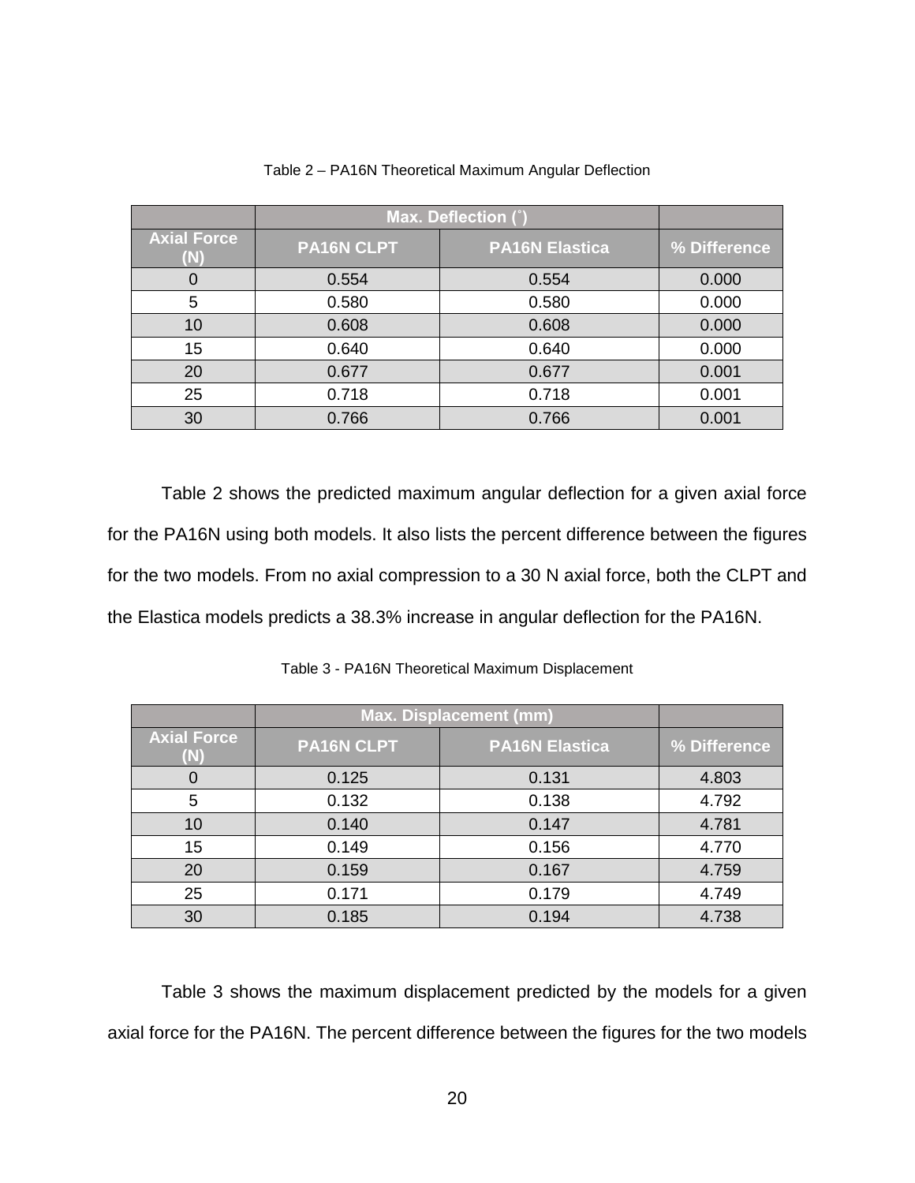Table 2 – PA16N Theoretical Maximum Angular Deflection

| | Max. Deflection (˚) | | |
|---|---|---|---|
| Axial Force (N) | PA16N CLPT | PA16N Elastica | % Difference |
| 0 | 0.554 | 0.554 | 0.000 |
| 5 | 0.580 | 0.580 | 0.000 |
| 10 | 0.608 | 0.608 | 0.000 |
| 15 | 0.640 | 0.640 | 0.000 |
| 20 | 0.677 | 0.677 | 0.001 |
| 25 | 0.718 | 0.718 | 0.001 |
| 30 | 0.766 | 0.766 | 0.001 |

Table 2 shows the predicted maximum angular deflection for a given axial force for the PA16N using both models. It also lists the percent difference between the figures for the two models. From no axial compression to a 30 N axial force, both the CLPT and the Elastica models predicts a 38.3% increase in angular deflection for the PA16N.

Table 3 - PA16N Theoretical Maximum Displacement

| | Max. Displacement (mm) | | |
|---|---|---|---|
| Axial Force (N) | PA16N CLPT | PA16N Elastica | % Difference |
| 0 | 0.125 | 0.131 | 4.803 |
| 5 | 0.132 | 0.138 | 4.792 |
| 10 | 0.140 | 0.147 | 4.781 |
| 15 | 0.149 | 0.156 | 4.770 |
| 20 | 0.159 | 0.167 | 4.759 |
| 25 | 0.171 | 0.179 | 4.749 |
| 30 | 0.185 | 0.194 | 4.738 |

Table 3 shows the maximum displacement predicted by the models for a given axial force for the PA16N. The percent difference between the figures for the two models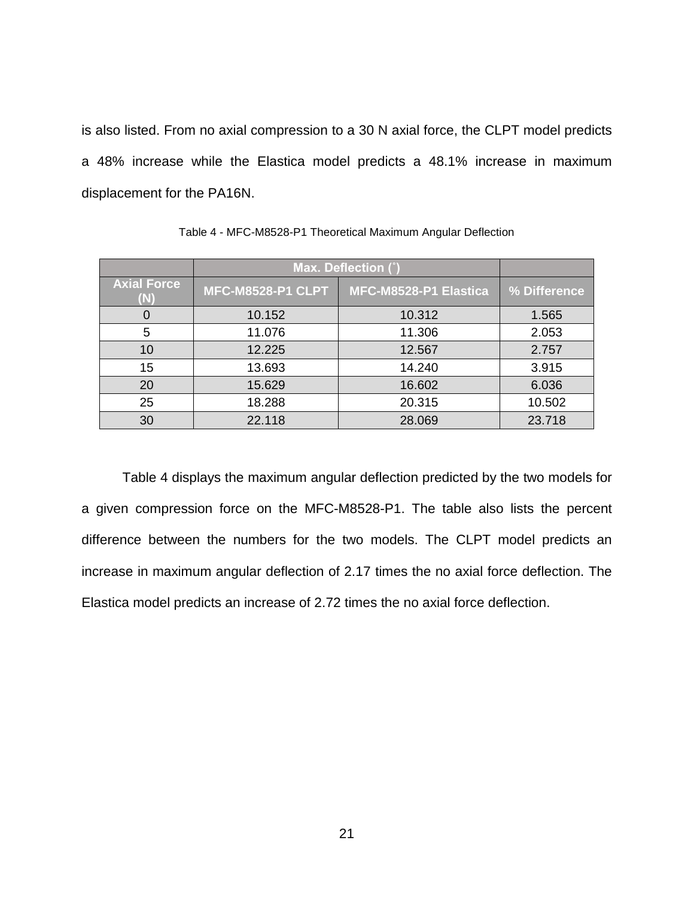is also listed. From no axial compression to a 30 N axial force, the CLPT model predicts a 48% increase while the Elastica model predicts a 48.1% increase in maximum displacement for the PA16N.

Table 4 - MFC-M8528-P1 Theoretical Maximum Angular Deflection

| | Max. Deflection (˚) | | |
|---|---|---|---|
| Axial Force (N) | MFC-M8528-P1 CLPT | MFC-M8528-P1 Elastica | % Difference |
| 0 | 10.152 | 10.312 | 1.565 |
| 5 | 11.076 | 11.306 | 2.053 |
| 10 | 12.225 | 12.567 | 2.757 |
| 15 | 13.693 | 14.240 | 3.915 |
| 20 | 15.629 | 16.602 | 6.036 |
| 25 | 18.288 | 20.315 | 10.502 |
| 30 | 22.118 | 28.069 | 23.718 |

Table 4 displays the maximum angular deflection predicted by the two models for a given compression force on the MFC-M8528-P1. The table also lists the percent difference between the numbers for the two models. The CLPT model predicts an increase in maximum angular deflection of 2.17 times the no axial force deflection. The Elastica model predicts an increase of 2.72 times the no axial force deflection.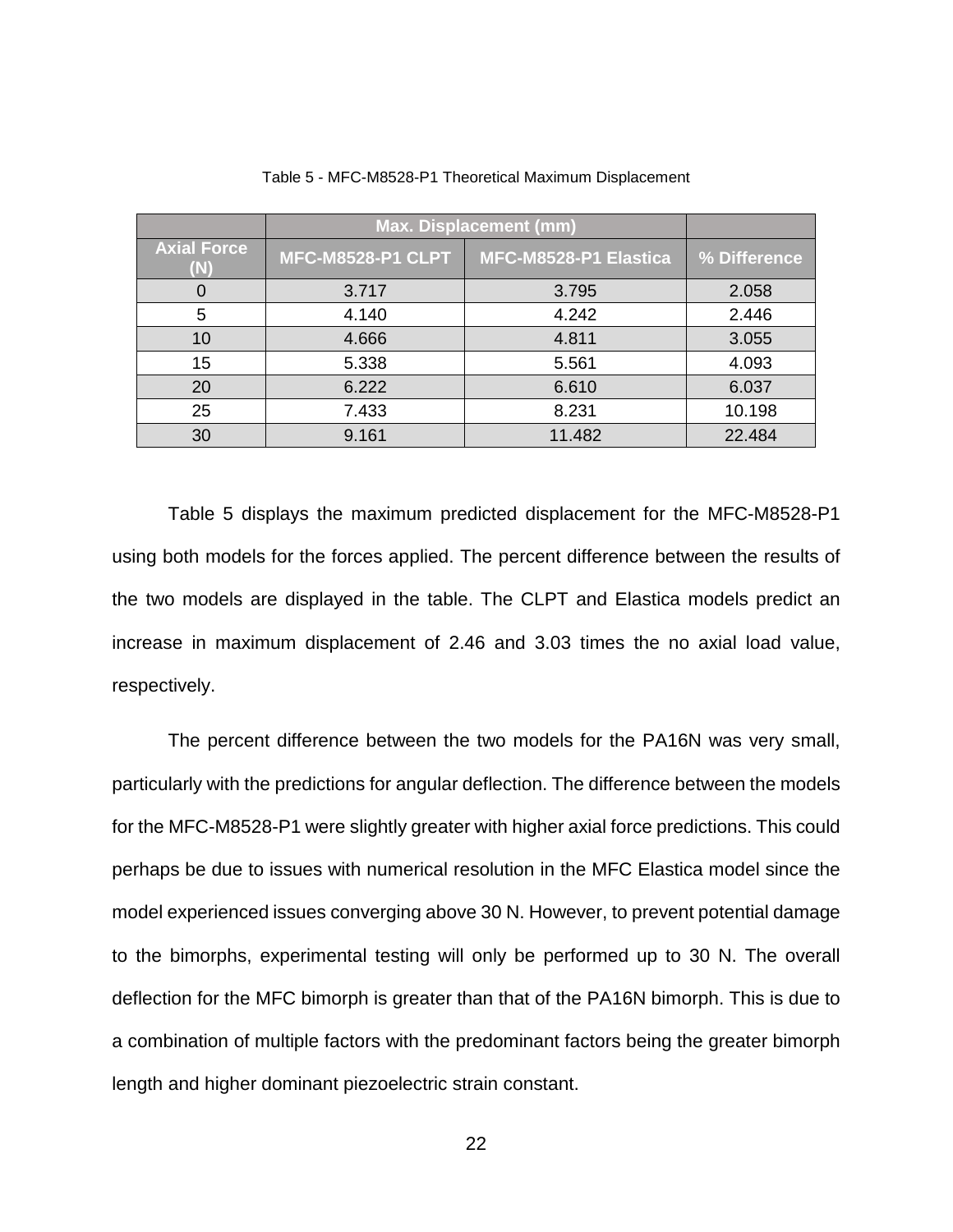Table 5 - MFC-M8528-P1 Theoretical Maximum Displacement

| | Max. Displacement (mm) | | |
|---|---|---|---|
| Axial Force (N) | MFC-M8528-P1 CLPT | MFC-M8528-P1 Elastica | % Difference |
| 0 | 3.717 | 3.795 | 2.058 |
| 5 | 4.140 | 4.242 | 2.446 |
| 10 | 4.666 | 4.811 | 3.055 |
| 15 | 5.338 | 5.561 | 4.093 |
| 20 | 6.222 | 6.610 | 6.037 |
| 25 | 7.433 | 8.231 | 10.198 |
| 30 | 9.161 | 11.482 | 22.484 |

Table 5 displays the maximum predicted displacement for the MFC-M8528-P1 using both models for the forces applied. The percent difference between the results of the two models are displayed in the table. The CLPT and Elastica models predict an increase in maximum displacement of 2.46 and 3.03 times the no axial load value, respectively.

The percent difference between the two models for the PA16N was very small, particularly with the predictions for angular deflection. The difference between the models for the MFC-M8528-P1 were slightly greater with higher axial force predictions. This could perhaps be due to issues with numerical resolution in the MFC Elastica model since the model experienced issues converging above 30 N. However, to prevent potential damage to the bimorphs, experimental testing will only be performed up to 30 N. The overall deflection for the MFC bimorph is greater than that of the PA16N bimorph. This is due to a combination of multiple factors with the predominant factors being the greater bimorph length and higher dominant piezoelectric strain constant.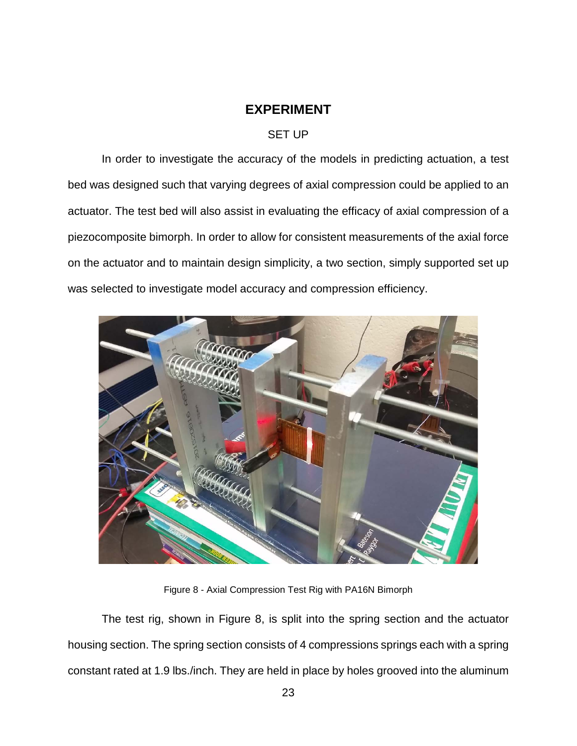# EXPERIMENT

## SET UP

In order to investigate the accuracy of the models in predicting actuation, a test bed was designed such that varying degrees of axial compression could be applied to an actuator. The test bed will also assist in evaluating the efficacy of axial compression of a piezocomposite bimorph. In order to allow for consistent measurements of the axial force on the actuator and to maintain design simplicity, a two section, simply supported set up was selected to investigate model accuracy and compression efficiency.

Figure 8 - Axial Compression Test Rig with PA16N Bimorph

The test rig, shown in Figure 8, is split into the spring section and the actuator housing section. The spring section consists of 4 compressions springs each with a spring constant rated at 1.9 lbs./inch. They are held in place by holes grooved into the aluminum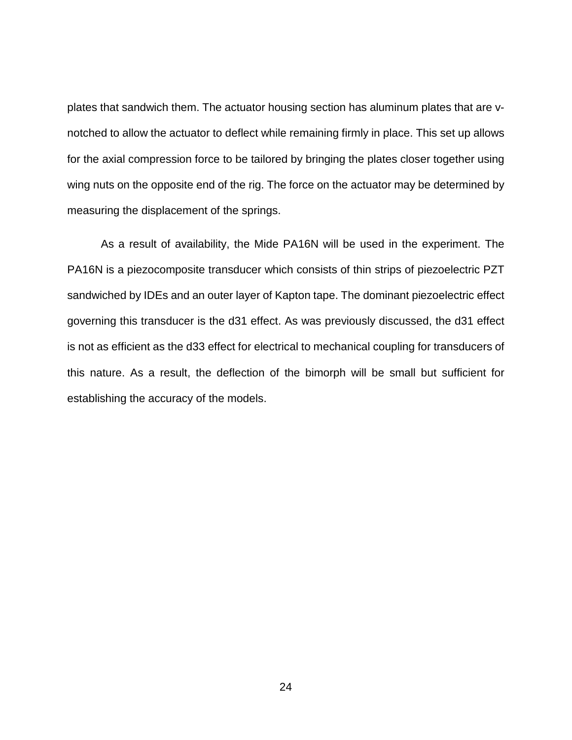plates that sandwich them. The actuator housing section has aluminum plates that are v-notched to allow the actuator to deflect while remaining firmly in place. This set up allows for the axial compression force to be tailored by bringing the plates closer together using wing nuts on the opposite end of the rig. The force on the actuator may be determined by measuring the displacement of the springs.

As a result of availability, the Mide PA16N will be used in the experiment. The PA16N is a piezocomposite transducer which consists of thin strips of piezoelectric PZT sandwiched by IDEs and an outer layer of Kapton tape. The dominant piezoelectric effect governing this transducer is the d31 effect. As was previously discussed, the d31 effect is not as efficient as the d33 effect for electrical to mechanical coupling for transducers of this nature. As a result, the deflection of the bimorph will be small but sufficient for establishing the accuracy of the models.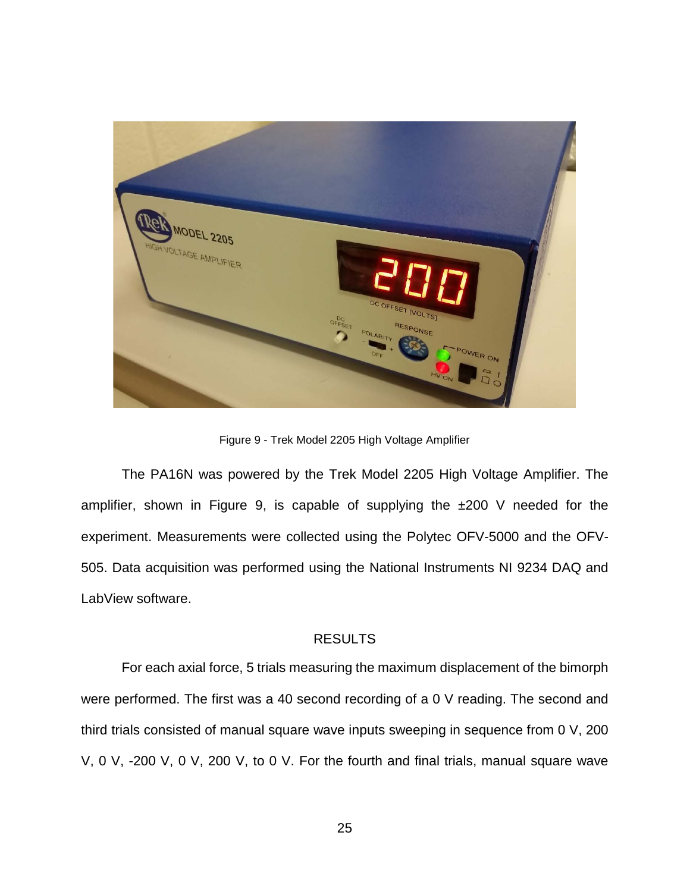Figure 9 - Trek Model 2205 High Voltage Amplifier

The PA16N was powered by the Trek Model 2205 High Voltage Amplifier. The amplifier, shown in Figure 9, is capable of supplying the ±200 V needed for the experiment. Measurements were collected using the Polytec OFV-5000 and the OFV-505. Data acquisition was performed using the National Instruments NI 9234 DAQ and LabView software.

## RESULTS

For each axial force, 5 trials measuring the maximum displacement of the bimorph were performed. The first was a 40 second recording of a 0 V reading. The second and third trials consisted of manual square wave inputs sweeping in sequence from 0 V, 200 V, 0 V, -200 V, 0 V, 200 V, to 0 V. For the fourth and final trials, manual square wave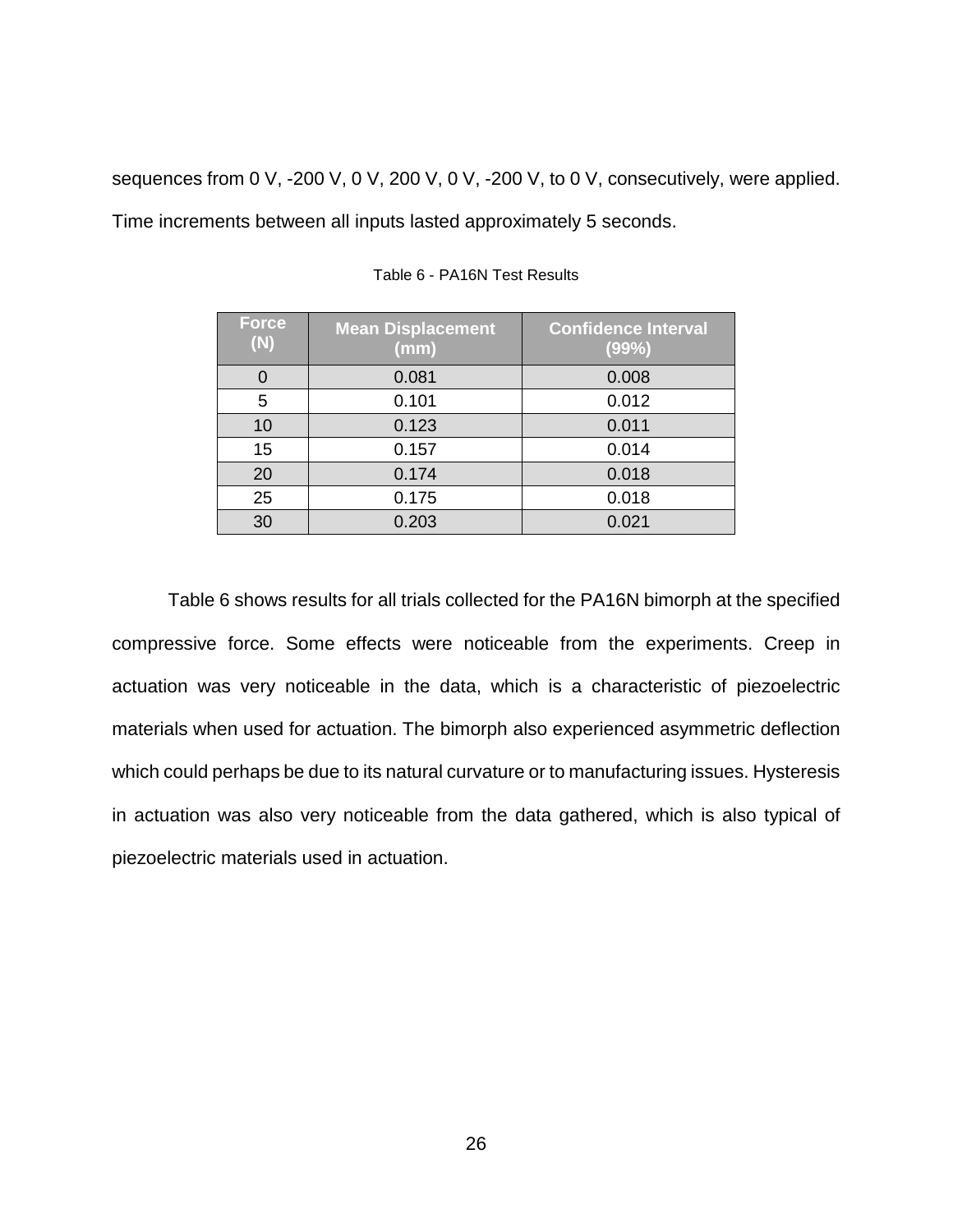sequences from 0 V, -200 V, 0 V, 200 V, 0 V, -200 V, to 0 V, consecutively, were applied. Time increments between all inputs lasted approximately 5 seconds.

Table 6 - PA16N Test Results

| Force (N) | Mean Displacement (mm) | Confidence Interval (99%) |
|---|---|---|
| 0 | 0.081 | 0.008 |
| 5 | 0.101 | 0.012 |
| 10 | 0.123 | 0.011 |
| 15 | 0.157 | 0.014 |
| 20 | 0.174 | 0.018 |
| 25 | 0.175 | 0.018 |
| 30 | 0.203 | 0.021 |

Table 6 shows results for all trials collected for the PA16N bimorph at the specified compressive force. Some effects were noticeable from the experiments. Creep in actuation was very noticeable in the data, which is a characteristic of piezoelectric materials when used for actuation. The bimorph also experienced asymmetric deflection which could perhaps be due to its natural curvature or to manufacturing issues. Hysteresis in actuation was also very noticeable from the data gathered, which is also typical of piezoelectric materials used in actuation.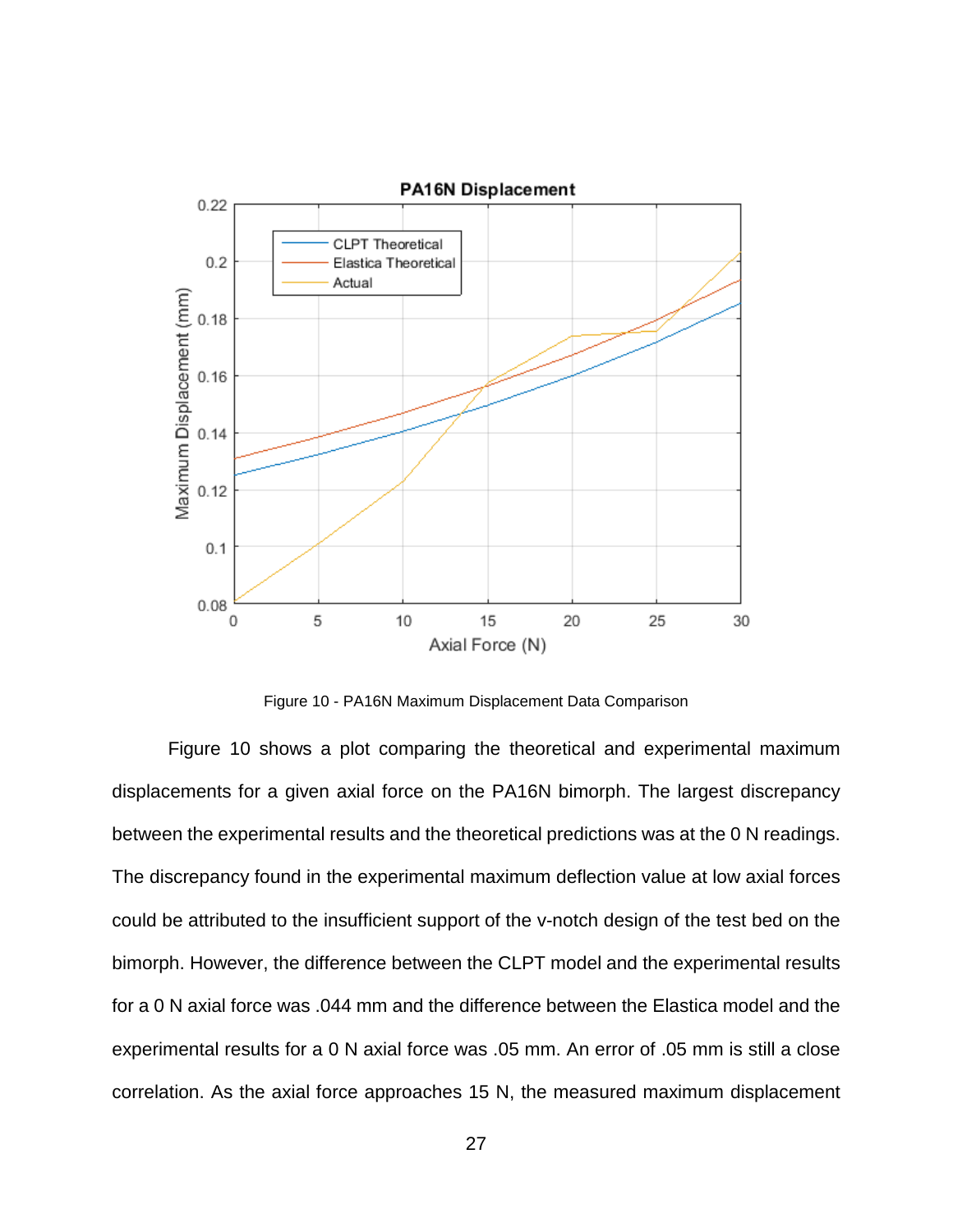Figure 10 - PA16N Maximum Displacement Data Comparison

Figure 10 shows a plot comparing the theoretical and experimental maximum displacements for a given axial force on the PA16N bimorph. The largest discrepancy between the experimental results and the theoretical predictions was at the 0 N readings. The discrepancy found in the experimental maximum deflection value at low axial forces could be attributed to the insufficient support of the v-notch design of the test bed on the bimorph. However, the difference between the CLPT model and the experimental results for a 0 N axial force was .044 mm and the difference between the Elastica model and the experimental results for a 0 N axial force was .05 mm. An error of .05 mm is still a close correlation. As the axial force approaches 15 N, the measured maximum displacement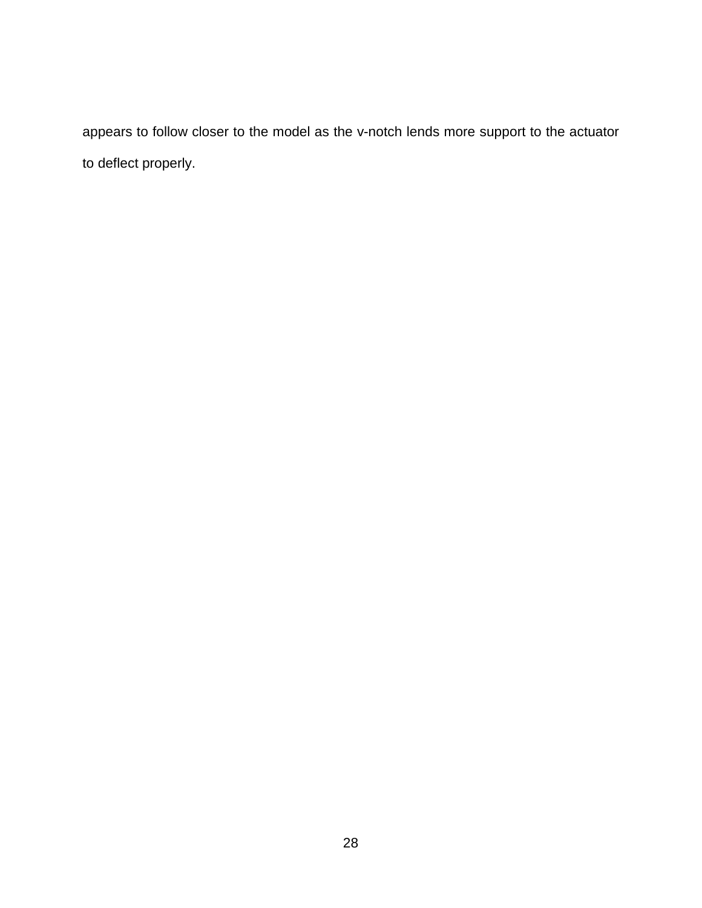appears to follow closer to the model as the v-notch lends more support to the actuator to deflect properly.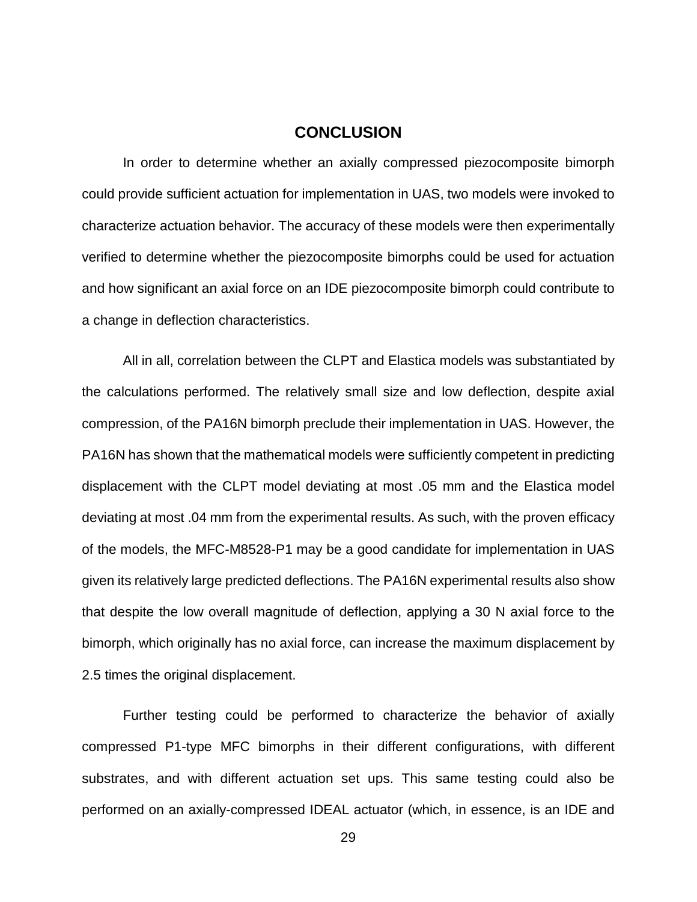# CONCLUSION

In order to determine whether an axially compressed piezocomposite bimorph could provide sufficient actuation for implementation in UAS, two models were invoked to characterize actuation behavior. The accuracy of these models were then experimentally verified to determine whether the piezocomposite bimorphs could be used for actuation and how significant an axial force on an IDE piezocomposite bimorph could contribute to a change in deflection characteristics.

All in all, correlation between the CLPT and Elastica models was substantiated by the calculations performed. The relatively small size and low deflection, despite axial compression, of the PA16N bimorph preclude their implementation in UAS. However, the PA16N has shown that the mathematical models were sufficiently competent in predicting displacement with the CLPT model deviating at most .05 mm and the Elastica model deviating at most .04 mm from the experimental results. As such, with the proven efficacy of the models, the MFC-M8528-P1 may be a good candidate for implementation in UAS given its relatively large predicted deflections. The PA16N experimental results also show that despite the low overall magnitude of deflection, applying a 30 N axial force to the bimorph, which originally has no axial force, can increase the maximum displacement by 2.5 times the original displacement.

Further testing could be performed to characterize the behavior of axially compressed P1-type MFC bimorphs in their different configurations, with different substrates, and with different actuation set ups. This same testing could also be performed on an axially-compressed IDEAL actuator (which, in essence, is an IDE and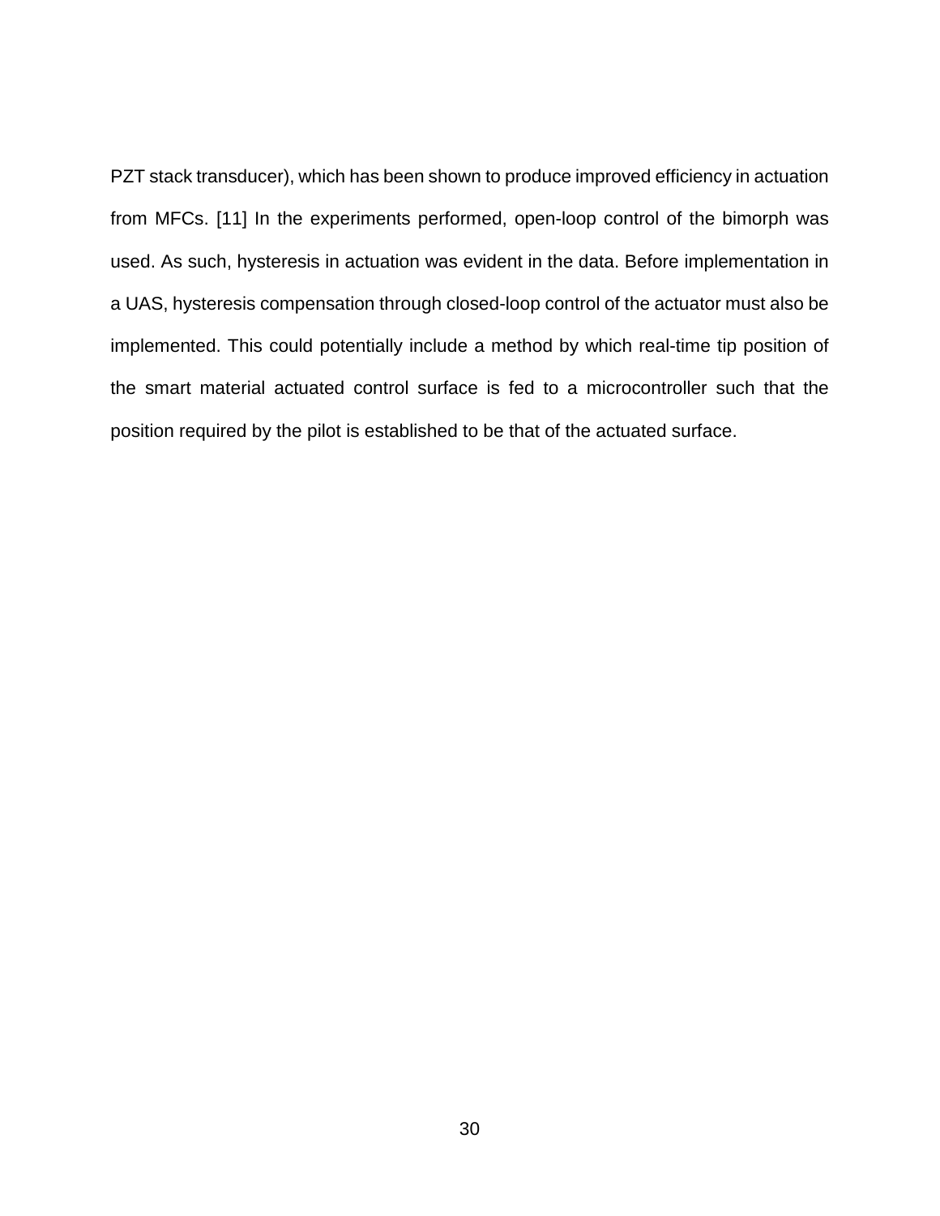PZT stack transducer), which has been shown to produce improved efficiency in actuation from MFCs. [11] In the experiments performed, open-loop control of the bimorph was used. As such, hysteresis in actuation was evident in the data. Before implementation in a UAS, hysteresis compensation through closed-loop control of the actuator must also be implemented. This could potentially include a method by which real-time tip position of the smart material actuated control surface is fed to a microcontroller such that the position required by the pilot is established to be that of the actuated surface.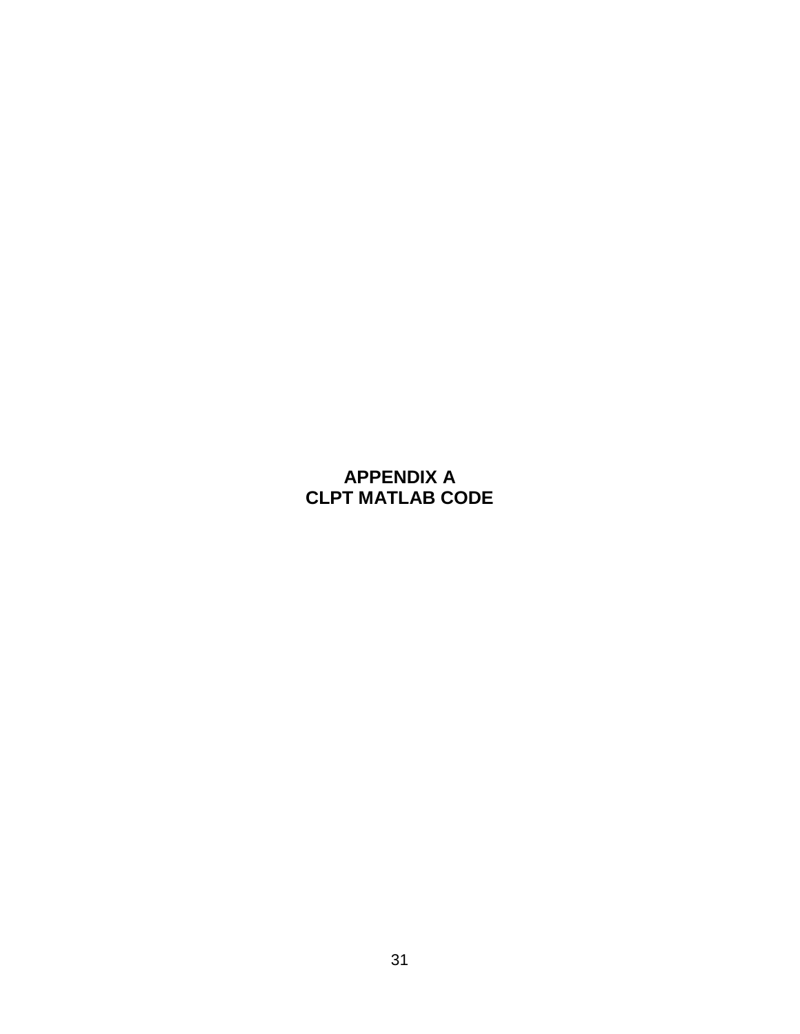# APPENDIX A
# CLPT MATLAB CODE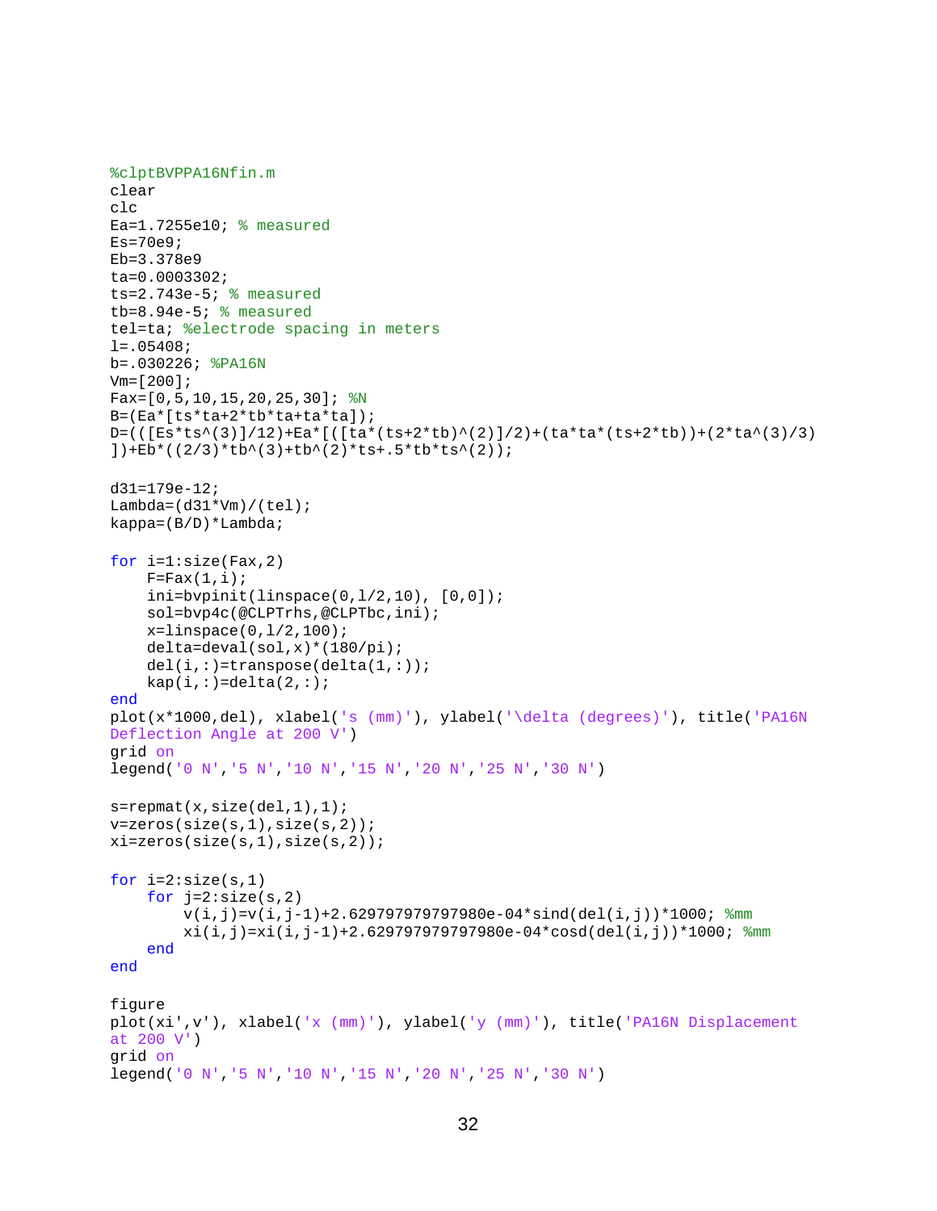```
%clptBVPPA16Nfin.m
clear
clc
Ea=1.7255e10; % measured
Es=70e9;
Eb=3.378e9
ta=0.0003302;
ts=2.743e-5; % measured
tb=8.94e-5; % measured
tel=ta; %electrode spacing in meters
l=.05408;
b=.030226; %PA16N
Vm=[200];
Fax=[0,5,10,15,20,25,30]; %N
B=(Ea*[ts*ta+2*tb*ta+ta*ta]);
D=(([Es*ts^(3)]/12)+Ea*[([ta*(ts+2*tb)^(2)]/2)+(ta*ta*(ts+2*tb))+(2*ta^(3)/3)
])+Eb*((2/3)*tb^(3)+tb^(2)*ts+.5*tb*ts^(2));

d31=179e-12;
Lambda=(d31*Vm)/(tel);
kappa=(B/D)*Lambda;

for i=1:size(Fax,2)
    F=Fax(1,i);
    ini=bvpinit(linspace(0,l/2,10), [0,0]);
    sol=bvp4c(@CLPTrhs,@CLPTbc,ini);
    x=linspace(0,l/2,100);
    delta=deval(sol,x)*(180/pi);
    del(i,:)=transpose(delta(1,:));
    kap(i,:)=delta(2,:);
end
plot(x*1000,del), xlabel('s (mm)'), ylabel('\delta (degrees)'), title('PA16N
Deflection Angle at 200 V')
grid on
legend('0 N','5 N','10 N','15 N','20 N','25 N','30 N')

s=repmat(x,size(del,1),1);
v=zeros(size(s,1),size(s,2));
xi=zeros(size(s,1),size(s,2));

for i=2:size(s,1)
    for j=2:size(s,2)
        v(i,j)=v(i,j-1)+2.629797979797980e-04*sind(del(i,j))*1000; %mm
        xi(i,j)=xi(i,j-1)+2.629797979797980e-04*cosd(del(i,j))*1000; %mm
    end
end

figure
plot(xi',v'), xlabel('x (mm)'), ylabel('y (mm)'), title('PA16N Displacement
at 200 V')
grid on
legend('0 N','5 N','10 N','15 N','20 N','25 N','30 N')
```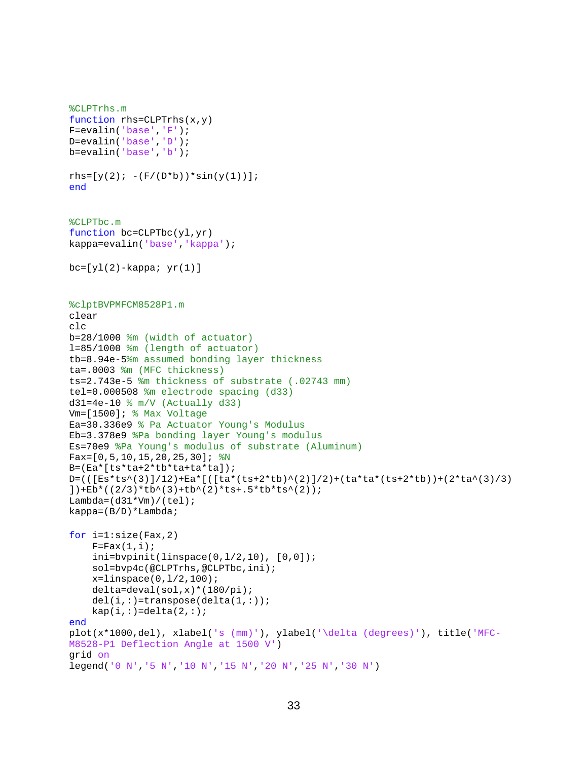```matlab
%CLPTrhs.m
function rhs=CLPTrhs(x,y)
F=evalin('base','F');
D=evalin('base','D');
b=evalin('base','b');

rhs=[y(2); -(F/(D*b))*sin(y(1))];
end
```

```matlab
%CLPTbc.m
function bc=CLPTbc(yl,yr)
kappa=evalin('base','kappa');

bc=[yl(2)-kappa; yr(1)]
```

```matlab
%clptBVPMFCM8528P1.m
clear
clc
b=28/1000 %m (width of actuator)
l=85/1000 %m (length of actuator)
tb=8.94e-5%m assumed bonding layer thickness
ta=.0003 %m (MFC thickness)
ts=2.743e-5 %m thickness of substrate (.02743 mm)
tel=0.000508 %m electrode spacing (d33)
d31=4e-10 % m/V (Actually d33)
Vm=[1500]; % Max Voltage
Ea=30.336e9 % Pa Actuator Young's Modulus
Eb=3.378e9 %Pa bonding layer Young's modulus
Es=70e9 %Pa Young's modulus of substrate (Aluminum)
Fax=[0,5,10,15,20,25,30]; %N
B=(Ea*[ts*ta+2*tb*ta+ta*ta]);
D=(([Es*ts^(3)]/12)+Ea*[([ta*(ts+2*tb)^(2)]/2)+(ta*ta*(ts+2*tb))+(2*ta^(3)/3)
])+Eb*((2/3)*tb^(3)+tb^(2)*ts+.5*tb*ts^(2));
Lambda=(d31*Vm)/(tel);
kappa=(B/D)*Lambda;

for i=1:size(Fax,2)
    F=Fax(1,i);
    ini=bvpinit(linspace(0,l/2,10), [0,0]);
    sol=bvp4c(@CLPTrhs,@CLPTbc,ini);
    x=linspace(0,l/2,100);
    delta=deval(sol,x)*(180/pi);
    del(i,:)=transpose(delta(1,:));
    kap(i,:)=delta(2,:);
end
plot(x*1000,del), xlabel('s (mm)'), ylabel('\delta (degrees)'), title('MFC-
M8528-P1 Deflection Angle at 1500 V')
grid on
legend('0 N','5 N','10 N','15 N','20 N','25 N','30 N')
```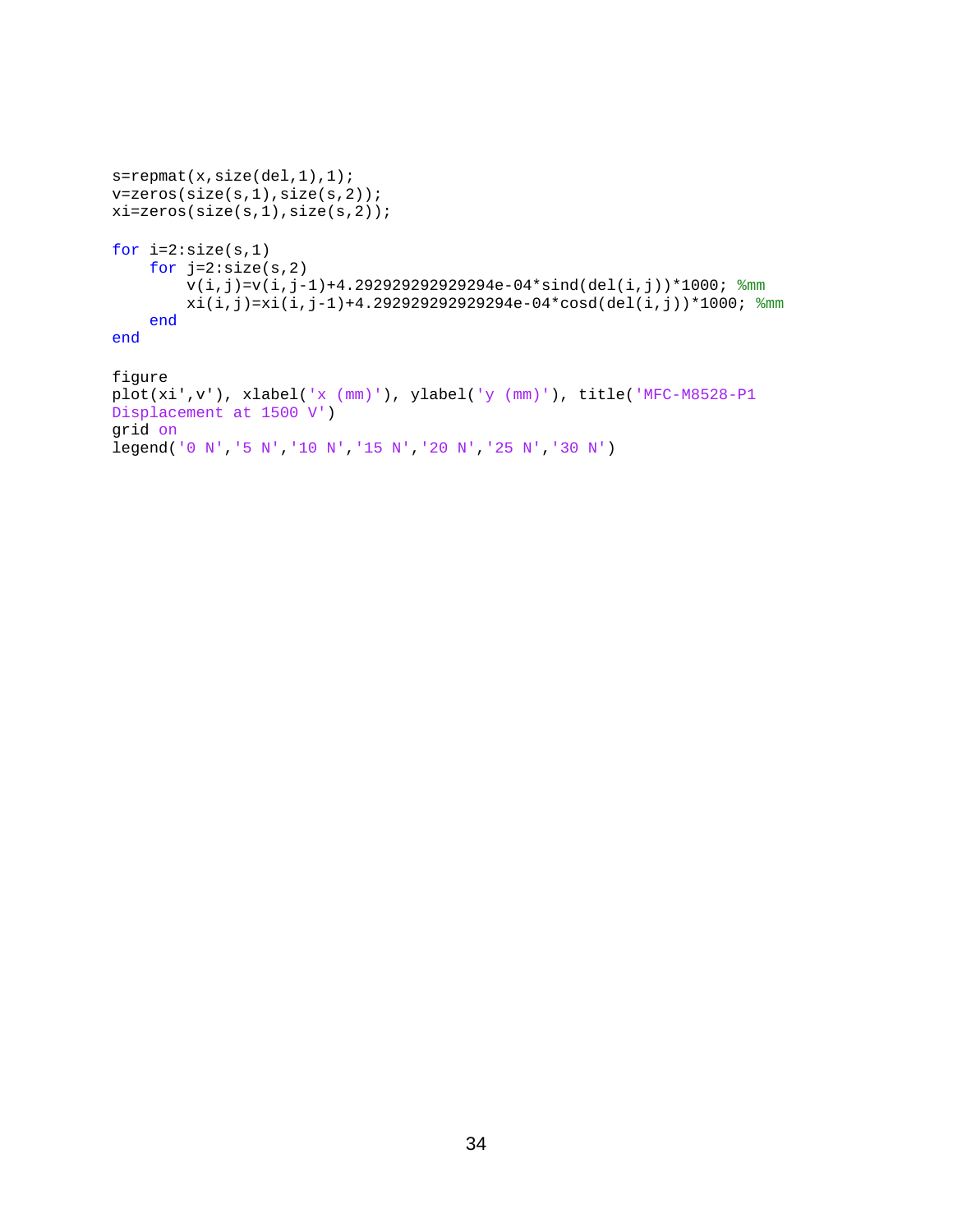```
s=repmat(x,size(del,1),1);
v=zeros(size(s,1),size(s,2));
xi=zeros(size(s,1),size(s,2));

for i=2:size(s,1)
    for j=2:size(s,2)
        v(i,j)=v(i,j-1)+4.292929292929294e-04*sind(del(i,j))*1000; %mm
        xi(i,j)=xi(i,j-1)+4.292929292929294e-04*cosd(del(i,j))*1000; %mm
    end
end

figure
plot(xi',v'), xlabel('x (mm)'), ylabel('y (mm)'), title('MFC-M8528-P1 
Displacement at 1500 V')
grid on
legend('0 N','5 N','10 N','15 N','20 N','25 N','30 N')
```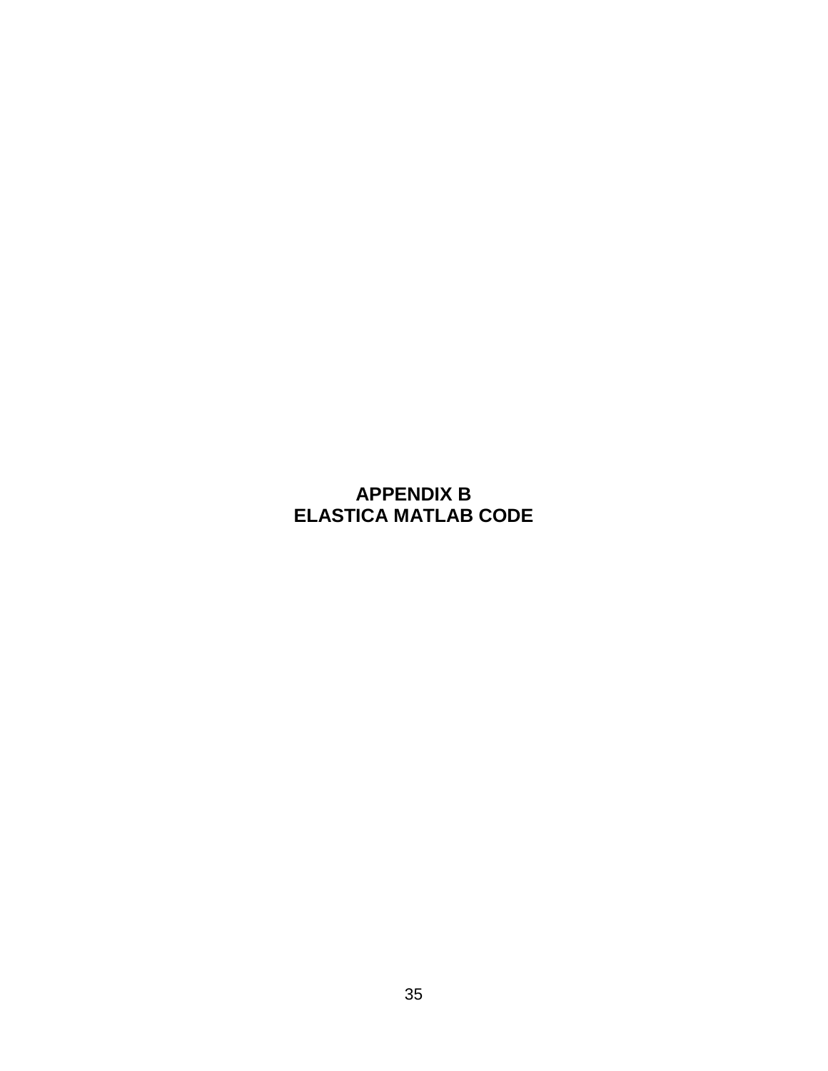# APPENDIX B
# ELASTICA MATLAB CODE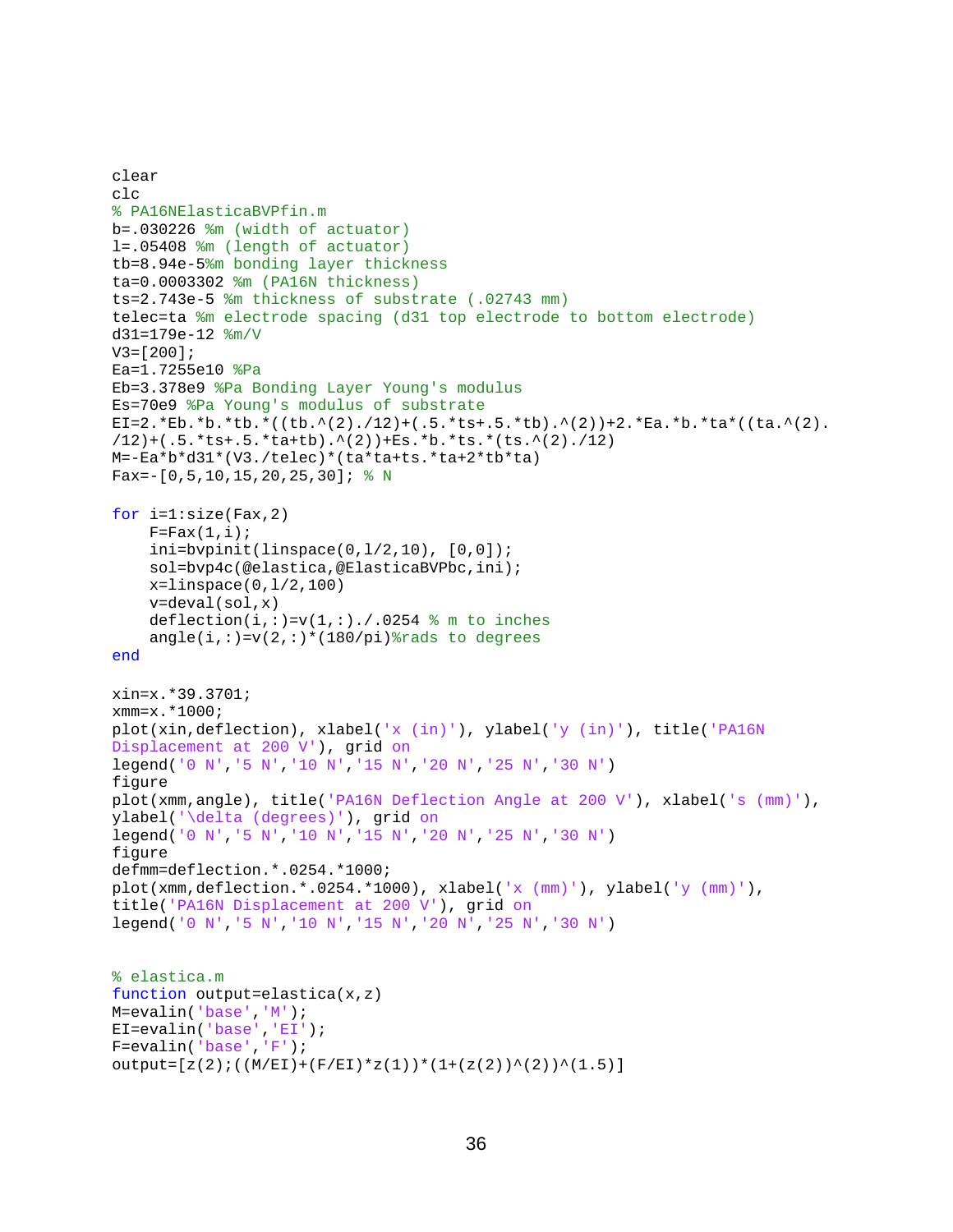```matlab
clear
clc
% PA16NElasticaBVPfin.m
b=.030226 %m (width of actuator)
l=.05408 %m (length of actuator)
tb=8.94e-5%m bonding layer thickness
ta=0.0003302 %m (PA16N thickness)
ts=2.743e-5 %m thickness of substrate (.02743 mm)
telec=ta %m electrode spacing (d31 top electrode to bottom electrode)
d31=179e-12 %m/V
V3=[200];
Ea=1.7255e10 %Pa
Eb=3.378e9 %Pa Bonding Layer Young's modulus
Es=70e9 %Pa Young's modulus of substrate
EI=2.*Eb.*b.*tb.*((tb.^(2)./12)+(.5.*ts+.5.*tb).^(2))+2.*Ea.*b.*ta*((ta.^(2).
/12)+(.5.*ts+.5.*ta+tb).^(2))+Es.*b.*ts.*(ts.^(2)./12)
M=-Ea*b*d31*(V3./telec)*(ta*ta+ts.*ta+2*tb*ta)
Fax=-[0,5,10,15,20,25,30]; % N

for i=1:size(Fax,2)
    F=Fax(1,i);
    ini=bvpinit(linspace(0,l/2,10), [0,0]);
    sol=bvp4c(@elastica,@ElasticaBVPbc,ini);
    x=linspace(0,l/2,100)
    v=deval(sol,x)
    deflection(i,:)=v(1,:)./.0254 % m to inches
    angle(i,:)=v(2,:)*(180/pi)%rads to degrees
end

xin=x.*39.3701;
xmm=x.*1000;
plot(xin,deflection), xlabel('x (in)'), ylabel('y (in)'), title('PA16N
Displacement at 200 V'), grid on
legend('0 N','5 N','10 N','15 N','20 N','25 N','30 N')
figure
plot(xmm,angle), title('PA16N Deflection Angle at 200 V'), xlabel('s (mm)'),
ylabel('\delta (degrees)'), grid on
legend('0 N','5 N','10 N','15 N','20 N','25 N','30 N')
figure
defmm=deflection.*.0254.*1000;
plot(xmm,deflection.*.0254.*1000), xlabel('x (mm)'), ylabel('y (mm)'),
title('PA16N Displacement at 200 V'), grid on
legend('0 N','5 N','10 N','15 N','20 N','25 N','30 N')


% elastica.m
function output=elastica(x,z)
M=evalin('base','M');
EI=evalin('base','EI');
F=evalin('base','F');
output=[z(2);((M/EI)+(F/EI)*z(1))*(1+(z(2))^(2))^(1.5)]
```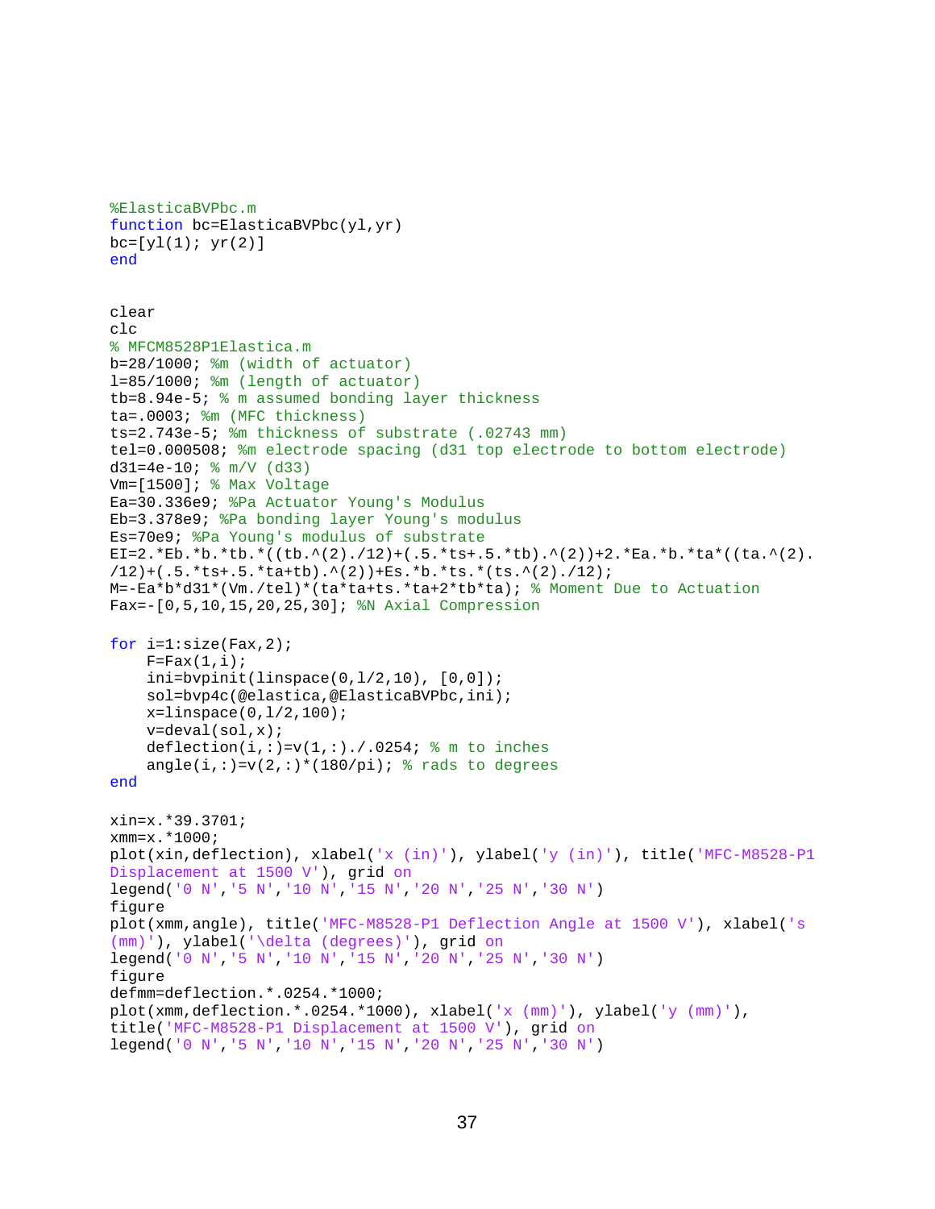```matlab
%ElasticaBVPbc.m
function bc=ElasticaBVPbc(yl,yr)
bc=[yl(1); yr(2)]
end


clear
clc
% MFCM8528P1Elastica.m
b=28/1000; %m (width of actuator)
l=85/1000; %m (length of actuator)
tb=8.94e-5; % m assumed bonding layer thickness
ta=.0003; %m (MFC thickness)
ts=2.743e-5; %m thickness of substrate (.02743 mm)
tel=0.000508; %m electrode spacing (d31 top electrode to bottom electrode)
d31=4e-10; % m/V (d33)
Vm=[1500]; % Max Voltage
Ea=30.336e9; %Pa Actuator Young's Modulus
Eb=3.378e9; %Pa bonding layer Young's modulus
Es=70e9; %Pa Young's modulus of substrate
EI=2.*Eb.*b.*tb.*((tb.^(2)./12)+(.5.*ts+.5.*tb).^(2))+2.*Ea.*b.*ta*((ta.^(2).
/12)+(.5.*ts+.5.*ta+tb).^(2))+Es.*b.*ts.*(ts.^(2)./12);
M=-Ea*b*d31*(Vm./tel)*(ta*ta+ts.*ta+2*tb*ta); % Moment Due to Actuation
Fax=-[0,5,10,15,20,25,30]; %N Axial Compression

for i=1:size(Fax,2);
    F=Fax(1,i);
    ini=bvpinit(linspace(0,l/2,10), [0,0]);
    sol=bvp4c(@elastica,@ElasticaBVPbc,ini);
    x=linspace(0,l/2,100);
    v=deval(sol,x);
    deflection(i,:)=v(1,:)./.0254; % m to inches
    angle(i,:)=v(2,:)*(180/pi); % rads to degrees
end

xin=x.*39.3701;
xmm=x.*1000;
plot(xin,deflection), xlabel('x (in)'), ylabel('y (in)'), title('MFC-M8528-P1
Displacement at 1500 V'), grid on
legend('0 N','5 N','10 N','15 N','20 N','25 N','30 N')
figure
plot(xmm,angle), title('MFC-M8528-P1 Deflection Angle at 1500 V'), xlabel('s
(mm)'), ylabel('\delta (degrees)'), grid on
legend('0 N','5 N','10 N','15 N','20 N','25 N','30 N')
figure
defmm=deflection.*.0254.*1000;
plot(xmm,deflection.*.0254.*1000), xlabel('x (mm)'), ylabel('y (mm)'),
title('MFC-M8528-P1 Displacement at 1500 V'), grid on
legend('0 N','5 N','10 N','15 N','20 N','25 N','30 N')
```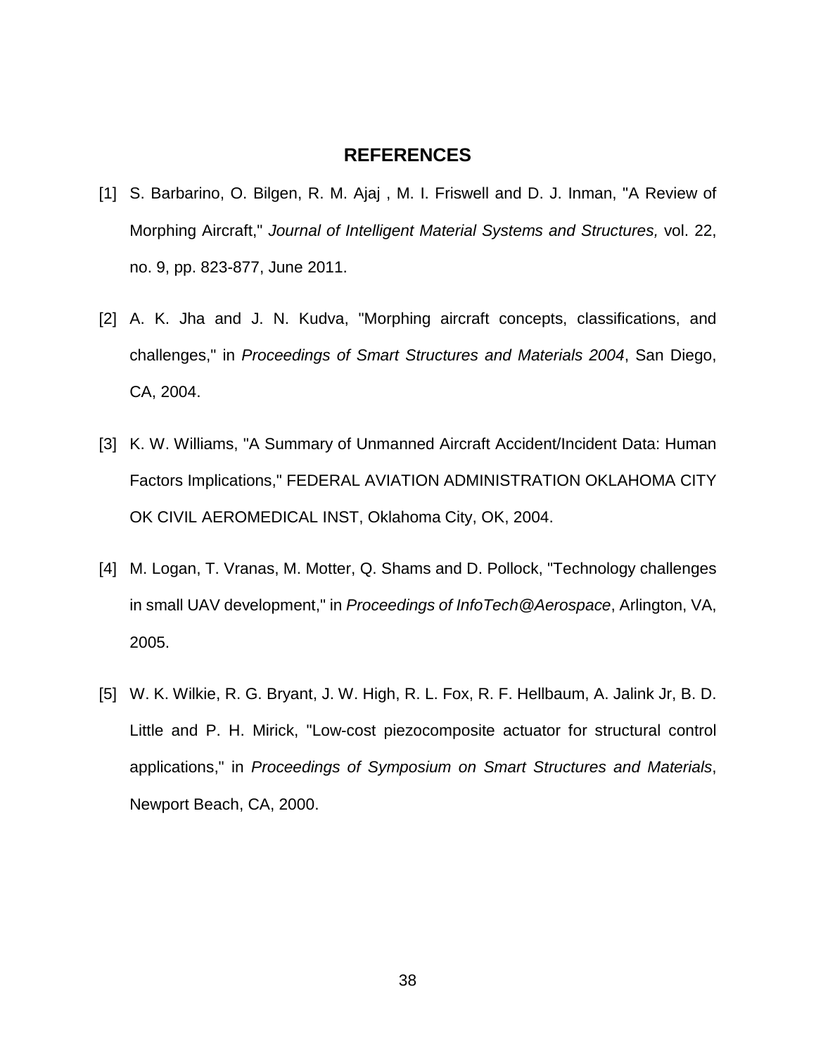# REFERENCES

[1] S. Barbarino, O. Bilgen, R. M. Ajaj , M. I. Friswell and D. J. Inman, "A Review of Morphing Aircraft," *Journal of Intelligent Material Systems and Structures,* vol. 22, no. 9, pp. 823-877, June 2011.

[2] A. K. Jha and J. N. Kudva, "Morphing aircraft concepts, classifications, and challenges," in *Proceedings of Smart Structures and Materials 2004*, San Diego, CA, 2004.

[3] K. W. Williams, "A Summary of Unmanned Aircraft Accident/Incident Data: Human Factors Implications," FEDERAL AVIATION ADMINISTRATION OKLAHOMA CITY OK CIVIL AEROMEDICAL INST, Oklahoma City, OK, 2004.

[4] M. Logan, T. Vranas, M. Motter, Q. Shams and D. Pollock, "Technology challenges in small UAV development," in *Proceedings of InfoTech@Aerospace*, Arlington, VA, 2005.

[5] W. K. Wilkie, R. G. Bryant, J. W. High, R. L. Fox, R. F. Hellbaum, A. Jalink Jr, B. D. Little and P. H. Mirick, "Low-cost piezocomposite actuator for structural control applications," in *Proceedings of Symposium on Smart Structures and Materials*, Newport Beach, CA, 2000.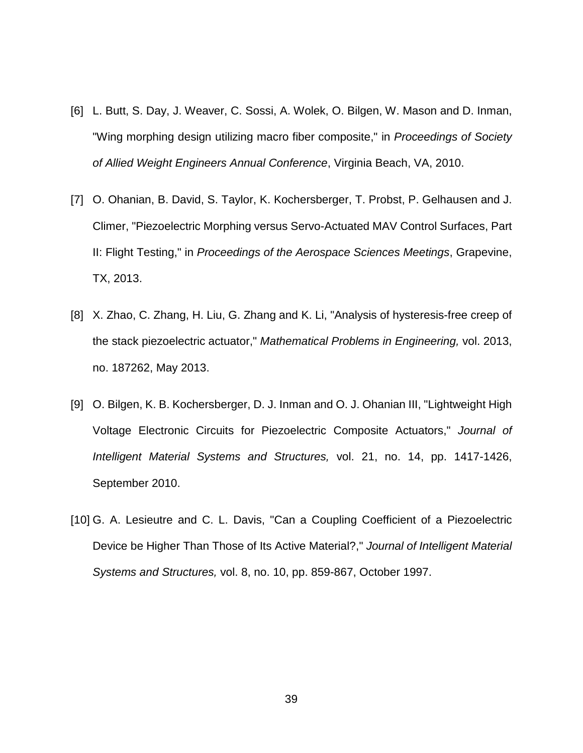[6] L. Butt, S. Day, J. Weaver, C. Sossi, A. Wolek, O. Bilgen, W. Mason and D. Inman, "Wing morphing design utilizing macro fiber composite," in *Proceedings of Society of Allied Weight Engineers Annual Conference*, Virginia Beach, VA, 2010.

[7] O. Ohanian, B. David, S. Taylor, K. Kochersberger, T. Probst, P. Gelhausen and J. Climer, "Piezoelectric Morphing versus Servo-Actuated MAV Control Surfaces, Part II: Flight Testing," in *Proceedings of the Aerospace Sciences Meetings*, Grapevine, TX, 2013.

[8] X. Zhao, C. Zhang, H. Liu, G. Zhang and K. Li, "Analysis of hysteresis-free creep of the stack piezoelectric actuator," *Mathematical Problems in Engineering,* vol. 2013, no. 187262, May 2013.

[9] O. Bilgen, K. B. Kochersberger, D. J. Inman and O. J. Ohanian III, "Lightweight High Voltage Electronic Circuits for Piezoelectric Composite Actuators," *Journal of Intelligent Material Systems and Structures,* vol. 21, no. 14, pp. 1417-1426, September 2010.

[10] G. A. Lesieutre and C. L. Davis, "Can a Coupling Coefficient of a Piezoelectric Device be Higher Than Those of Its Active Material?," *Journal of Intelligent Material Systems and Structures,* vol. 8, no. 10, pp. 859-867, October 1997.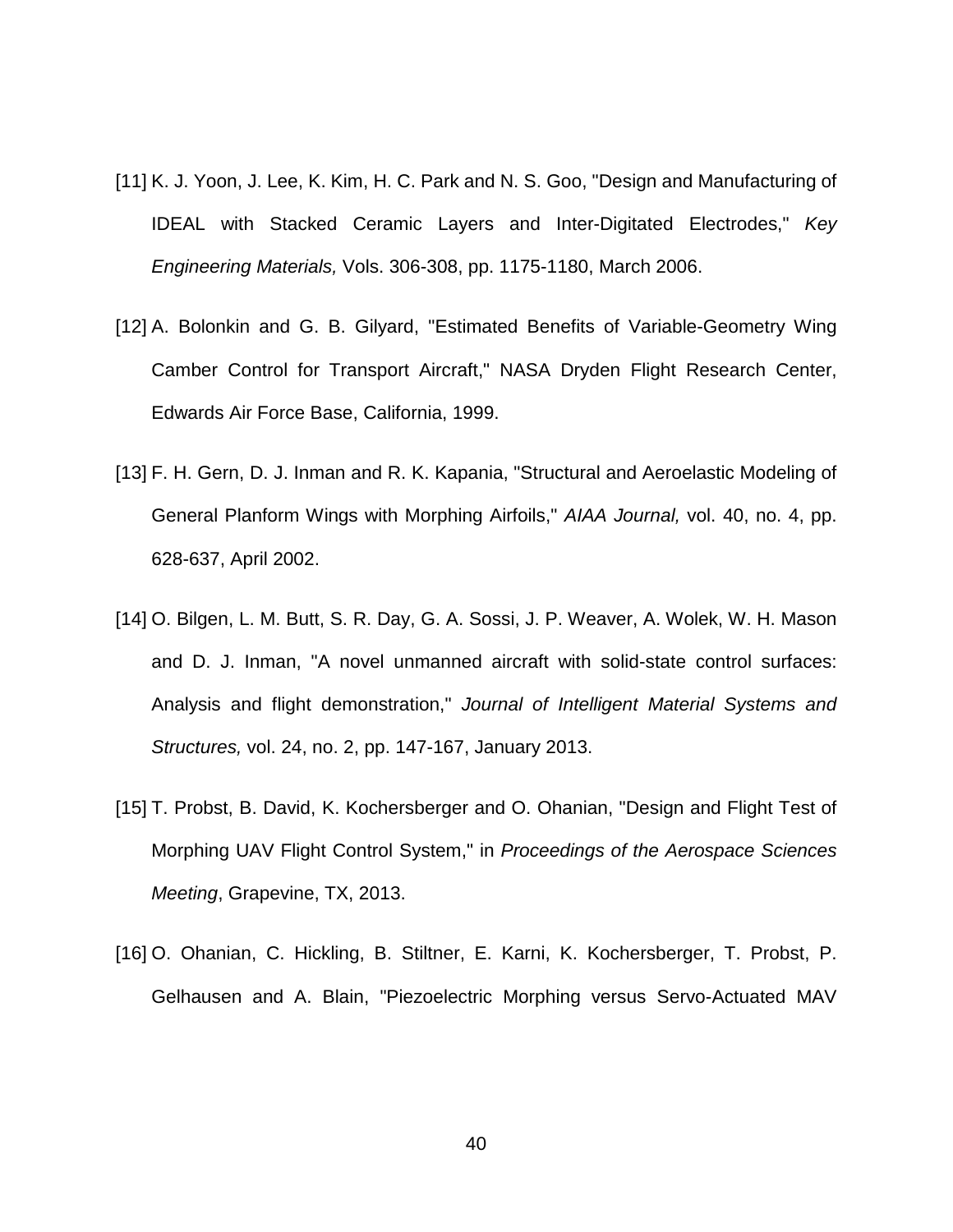[11] K. J. Yoon, J. Lee, K. Kim, H. C. Park and N. S. Goo, "Design and Manufacturing of IDEAL with Stacked Ceramic Layers and Inter-Digitated Electrodes," *Key Engineering Materials,* Vols. 306-308, pp. 1175-1180, March 2006.

[12] A. Bolonkin and G. B. Gilyard, "Estimated Benefits of Variable-Geometry Wing Camber Control for Transport Aircraft," NASA Dryden Flight Research Center, Edwards Air Force Base, California, 1999.

[13] F. H. Gern, D. J. Inman and R. K. Kapania, "Structural and Aeroelastic Modeling of General Planform Wings with Morphing Airfoils," *AIAA Journal,* vol. 40, no. 4, pp. 628-637, April 2002.

[14] O. Bilgen, L. M. Butt, S. R. Day, G. A. Sossi, J. P. Weaver, A. Wolek, W. H. Mason and D. J. Inman, "A novel unmanned aircraft with solid-state control surfaces: Analysis and flight demonstration," *Journal of Intelligent Material Systems and Structures,* vol. 24, no. 2, pp. 147-167, January 2013.

[15] T. Probst, B. David, K. Kochersberger and O. Ohanian, "Design and Flight Test of Morphing UAV Flight Control System," in *Proceedings of the Aerospace Sciences Meeting*, Grapevine, TX, 2013.

[16] O. Ohanian, C. Hickling, B. Stiltner, E. Karni, K. Kochersberger, T. Probst, P. Gelhausen and A. Blain, "Piezoelectric Morphing versus Servo-Actuated MAV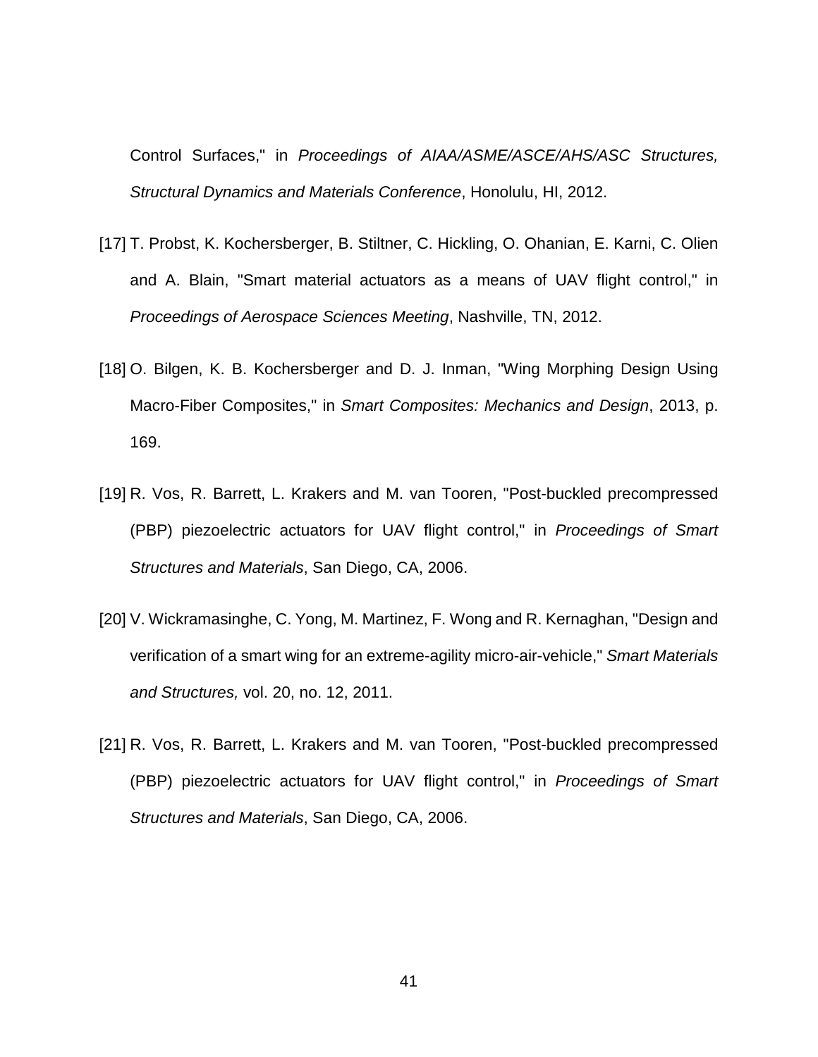Control Surfaces," in *Proceedings of AIAA/ASME/ASCE/AHS/ASC Structures, Structural Dynamics and Materials Conference*, Honolulu, HI, 2012.

[17] T. Probst, K. Kochersberger, B. Stiltner, C. Hickling, O. Ohanian, E. Karni, C. Olien and A. Blain, "Smart material actuators as a means of UAV flight control," in *Proceedings of Aerospace Sciences Meeting*, Nashville, TN, 2012.

[18] O. Bilgen, K. B. Kochersberger and D. J. Inman, "Wing Morphing Design Using Macro-Fiber Composites," in *Smart Composites: Mechanics and Design*, 2013, p. 169.

[19] R. Vos, R. Barrett, L. Krakers and M. van Tooren, "Post-buckled precompressed (PBP) piezoelectric actuators for UAV flight control," in *Proceedings of Smart Structures and Materials*, San Diego, CA, 2006.

[20] V. Wickramasinghe, C. Yong, M. Martinez, F. Wong and R. Kernaghan, "Design and verification of a smart wing for an extreme-agility micro-air-vehicle," *Smart Materials and Structures,* vol. 20, no. 12, 2011.

[21] R. Vos, R. Barrett, L. Krakers and M. van Tooren, "Post-buckled precompressed (PBP) piezoelectric actuators for UAV flight control," in *Proceedings of Smart Structures and Materials*, San Diego, CA, 2006.